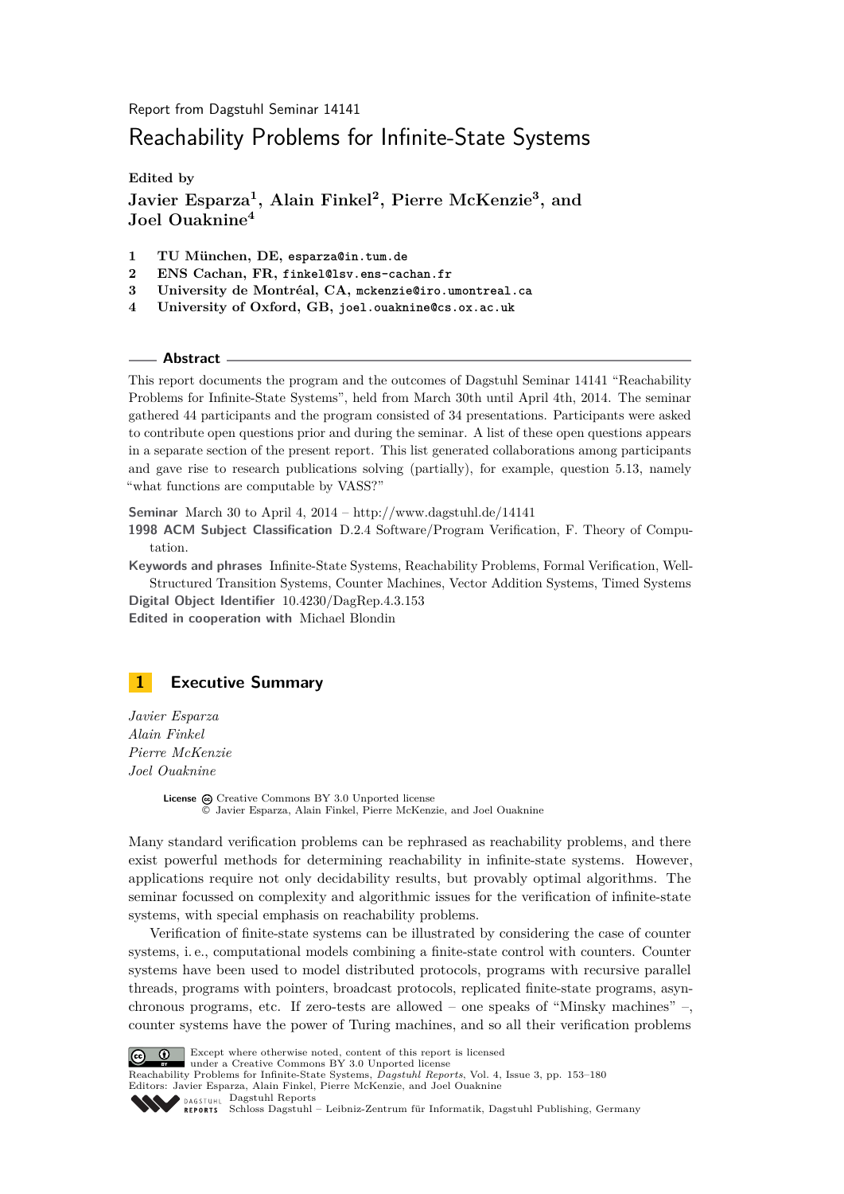Report from Dagstuhl Seminar 14141

# Reachability Problems for Infinite-State Systems

**Edited by**

**Javier Esparza[1], Alain Finkel[2], Pierre McKenzie[3], and Joel Ouaknine[4]**

1. **TU München, DE,** esparza@in.tum.de
2. **ENS Cachan, FR,** finkel@lsv.ens-cachan.fr
3. **University de Montréal, CA,** mckenzie@iro.umontreal.ca
4. **University of Oxford, GB,** joel.ouaknine@cs.ox.ac.uk

## Abstract

This report documents the program and the outcomes of Dagstuhl Seminar 14141 "Reachability Problems for Infinite-State Systems", held from March 30th until April 4th, 2014. The seminar gathered 44 participants and the program consisted of 34 presentations. Participants were asked to contribute open questions prior and during the seminar. A list of these open questions appears in a separate section of the present report. This list generated collaborations among participants and gave rise to research publications solving (partially), for example, question 5.13, namely "what functions are computable by VASS?"

**Seminar** March 30 to April 4, 2014 – http://www.dagstuhl.de/14141

**1998 ACM Subject Classification** D.2.4 Software/Program Verification, F. Theory of Computation.

**Keywords and phrases** Infinite-State Systems, Reachability Problems, Formal Verification, Well-Structured Transition Systems, Counter Machines, Vector Addition Systems, Timed Systems

**Digital Object Identifier** 10.4230/DagRep.4.3.153

**Edited in cooperation with** Michael Blondin

## 1 Executive Summary

*Javier Esparza*
*Alain Finkel*
*Pierre McKenzie*
*Joel Ouaknine*

**License** Creative Commons BY 3.0 Unported license
© Javier Esparza, Alain Finkel, Pierre McKenzie, and Joel Ouaknine

Many standard verification problems can be rephrased as reachability problems, and there exist powerful methods for determining reachability in infinite-state systems. However, applications require not only decidability results, but provably optimal algorithms. The seminar focussed on complexity and algorithmic issues for the verification of infinite-state systems, with special emphasis on reachability problems.

Verification of finite-state systems can be illustrated by considering the case of counter systems, i. e., computational models combining a finite-state control with counters. Counter systems have been used to model distributed protocols, programs with recursive parallel threads, programs with pointers, broadcast protocols, replicated finite-state programs, asynchronous programs, etc. If zero-tests are allowed – one speaks of "Minsky machines" –, counter systems have the power of Turing machines, and so all their verification problems

Except where otherwise noted, content of this report is licensed under a Creative Commons BY 3.0 Unported license
Reachability Problems for Infinite-State Systems, *Dagstuhl Reports*, Vol. 4, Issue 3, pp. 153–180
Editors: Javier Esparza, Alain Finkel, Pierre McKenzie, and Joel Ouaknine
Dagstuhl Reports
Schloss Dagstuhl – Leibniz-Zentrum für Informatik, Dagstuhl Publishing, Germany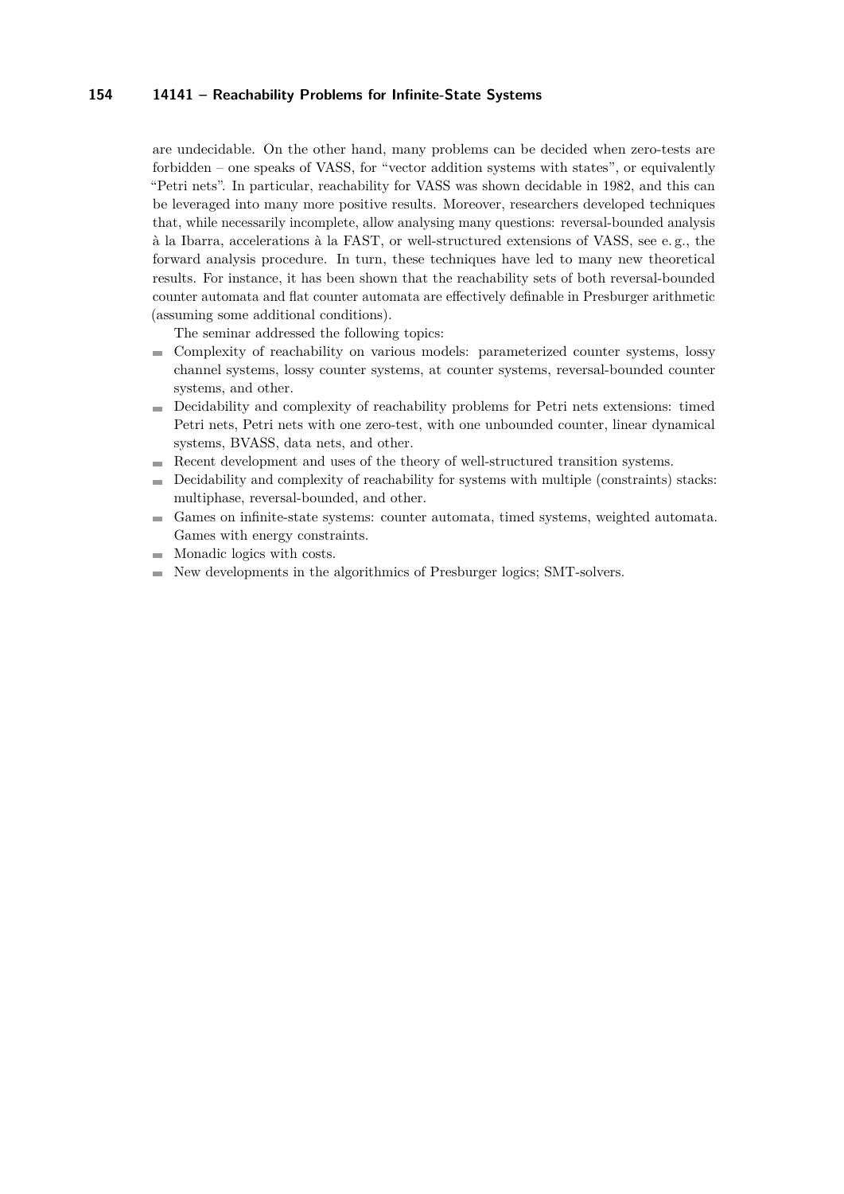are undecidable. On the other hand, many problems can be decided when zero-tests are forbidden – one speaks of VASS, for "vector addition systems with states", or equivalently "Petri nets". In particular, reachability for VASS was shown decidable in 1982, and this can be leveraged into many more positive results. Moreover, researchers developed techniques that, while necessarily incomplete, allow analysing many questions: reversal-bounded analysis à la Ibarra, accelerations à la FAST, or well-structured extensions of VASS, see e. g., the forward analysis procedure. In turn, these techniques have led to many new theoretical results. For instance, it has been shown that the reachability sets of both reversal-bounded counter automata and flat counter automata are effectively definable in Presburger arithmetic (assuming some additional conditions).

The seminar addressed the following topics:

- Complexity of reachability on various models: parameterized counter systems, lossy channel systems, lossy counter systems, at counter systems, reversal-bounded counter systems, and other.
- Decidability and complexity of reachability problems for Petri nets extensions: timed Petri nets, Petri nets with one zero-test, with one unbounded counter, linear dynamical systems, BVASS, data nets, and other.
- Recent development and uses of the theory of well-structured transition systems.
- Decidability and complexity of reachability for systems with multiple (constraints) stacks: multiphase, reversal-bounded, and other.
- Games on infinite-state systems: counter automata, timed systems, weighted automata. Games with energy constraints.
- Monadic logics with costs.
- New developments in the algorithmics of Presburger logics; SMT-solvers.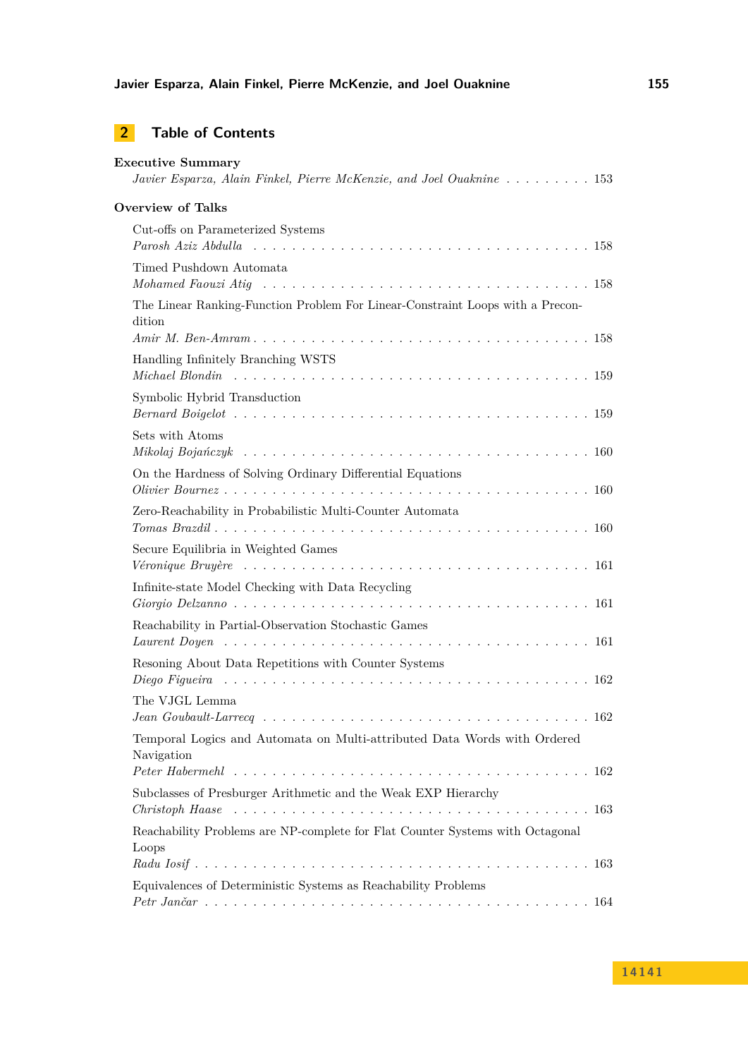## 2 Table of Contents

**Executive Summary**

*Javier Esparza, Alain Finkel, Pierre McKenzie, and Joel Ouaknine* . . . . . . . . . 153

**Overview of Talks**

Cut-offs on Parameterized Systems
*Parosh Aziz Abdulla* . . . . . . . . . . . . . . . . . . . . . . . . . . . . . . . . . 158

Timed Pushdown Automata
*Mohamed Faouzi Atig* . . . . . . . . . . . . . . . . . . . . . . . . . . . . . . . . 158

The Linear Ranking-Function Problem For Linear-Constraint Loops with a Precondition
*Amir M. Ben-Amram* . . . . . . . . . . . . . . . . . . . . . . . . . . . . . . . . . 158

Handling Infinitely Branching WSTS
*Michael Blondin* . . . . . . . . . . . . . . . . . . . . . . . . . . . . . . . . . . 159

Symbolic Hybrid Transduction
*Bernard Boigelot* . . . . . . . . . . . . . . . . . . . . . . . . . . . . . . . . . . 159

Sets with Atoms
*Mikolaj Bojańczyk* . . . . . . . . . . . . . . . . . . . . . . . . . . . . . . . . . 160

On the Hardness of Solving Ordinary Differential Equations
*Olivier Bournez* . . . . . . . . . . . . . . . . . . . . . . . . . . . . . . . . . . 160

Zero-Reachability in Probabilistic Multi-Counter Automata
*Tomas Brazdil* . . . . . . . . . . . . . . . . . . . . . . . . . . . . . . . . . . . 160

Secure Equilibria in Weighted Games
*Véronique Bruyère* . . . . . . . . . . . . . . . . . . . . . . . . . . . . . . . . . 161

Infinite-state Model Checking with Data Recycling
*Giorgio Delzanno* . . . . . . . . . . . . . . . . . . . . . . . . . . . . . . . . . . 161

Reachability in Partial-Observation Stochastic Games
*Laurent Doyen* . . . . . . . . . . . . . . . . . . . . . . . . . . . . . . . . . . . 161

Resoning About Data Repetitions with Counter Systems
*Diego Figueira* . . . . . . . . . . . . . . . . . . . . . . . . . . . . . . . . . . . 162

The VJGL Lemma
*Jean Goubault-Larrecq* . . . . . . . . . . . . . . . . . . . . . . . . . . . . . . . 162

Temporal Logics and Automata on Multi-attributed Data Words with Ordered Navigation
*Peter Habermehl* . . . . . . . . . . . . . . . . . . . . . . . . . . . . . . . . . . 162

Subclasses of Presburger Arithmetic and the Weak EXP Hierarchy
*Christoph Haase* . . . . . . . . . . . . . . . . . . . . . . . . . . . . . . . . . . 163

Reachability Problems are NP-complete for Flat Counter Systems with Octagonal Loops
*Radu Iosif* . . . . . . . . . . . . . . . . . . . . . . . . . . . . . . . . . . . . . 163

Equivalences of Deterministic Systems as Reachability Problems
*Petr Jančar* . . . . . . . . . . . . . . . . . . . . . . . . . . . . . . . . . . . . 164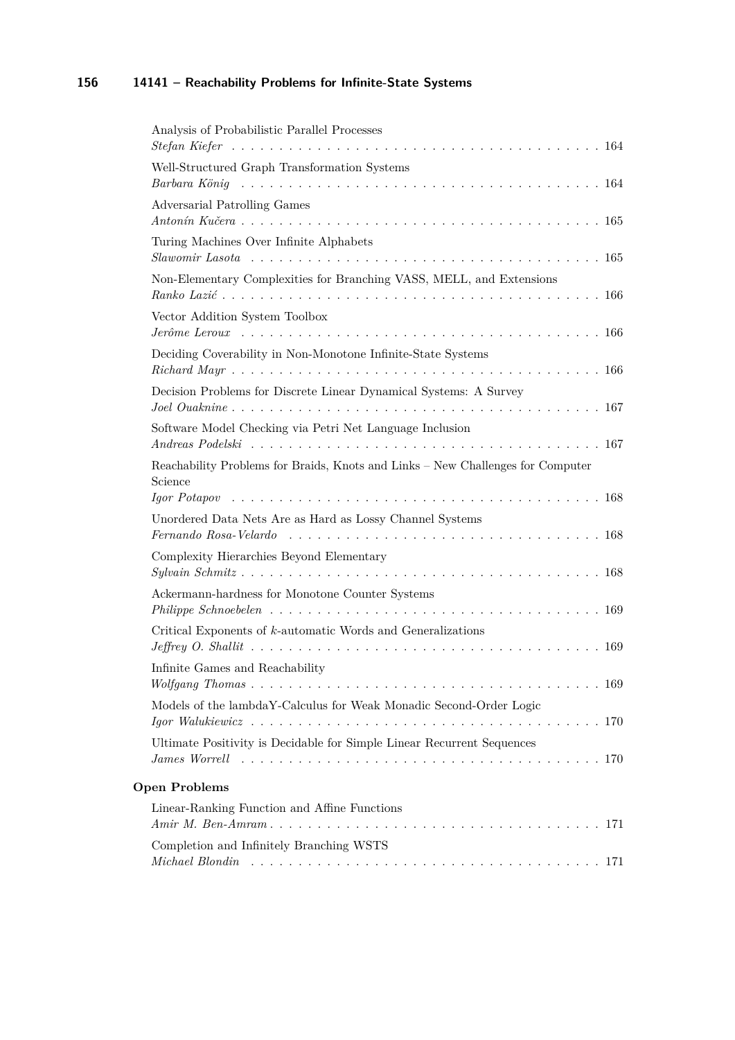Analysis of Probabilistic Parallel Processes
*Stefan Kiefer* . . . . . . . . . . . . . . . . . . . . . . . . . . . . . . . . . . . . . . . 164

Well-Structured Graph Transformation Systems
*Barbara König* . . . . . . . . . . . . . . . . . . . . . . . . . . . . . . . . . . . . . . 164

Adversarial Patrolling Games
*Antonín Kučera* . . . . . . . . . . . . . . . . . . . . . . . . . . . . . . . . . . . . . 165

Turing Machines Over Infinite Alphabets
*Slawomir Lasota* . . . . . . . . . . . . . . . . . . . . . . . . . . . . . . . . . . . . 165

Non-Elementary Complexities for Branching VASS, MELL, and Extensions
*Ranko Lazić* . . . . . . . . . . . . . . . . . . . . . . . . . . . . . . . . . . . . . . 166

Vector Addition System Toolbox
*Jerôme Leroux* . . . . . . . . . . . . . . . . . . . . . . . . . . . . . . . . . . . . . 166

Deciding Coverability in Non-Monotone Infinite-State Systems
*Richard Mayr* . . . . . . . . . . . . . . . . . . . . . . . . . . . . . . . . . . . . . . 166

Decision Problems for Discrete Linear Dynamical Systems: A Survey
*Joel Ouaknine* . . . . . . . . . . . . . . . . . . . . . . . . . . . . . . . . . . . . . 167

Software Model Checking via Petri Net Language Inclusion
*Andreas Podelski* . . . . . . . . . . . . . . . . . . . . . . . . . . . . . . . . . . . 167

Reachability Problems for Braids, Knots and Links – New Challenges for Computer Science
*Igor Potapov* . . . . . . . . . . . . . . . . . . . . . . . . . . . . . . . . . . . . . . 168

Unordered Data Nets Are as Hard as Lossy Channel Systems
*Fernando Rosa-Velardo* . . . . . . . . . . . . . . . . . . . . . . . . . . . . . . . . 168

Complexity Hierarchies Beyond Elementary
*Sylvain Schmitz* . . . . . . . . . . . . . . . . . . . . . . . . . . . . . . . . . . . . . 168

Ackermann-hardness for Monotone Counter Systems
*Philippe Schnoebelen* . . . . . . . . . . . . . . . . . . . . . . . . . . . . . . . . . 169

Critical Exponents of $k$-automatic Words and Generalizations
*Jeffrey O. Shallit* . . . . . . . . . . . . . . . . . . . . . . . . . . . . . . . . . . . . 169

Infinite Games and Reachability
*Wolfgang Thomas* . . . . . . . . . . . . . . . . . . . . . . . . . . . . . . . . . . . 169

Models of the lambdaY-Calculus for Weak Monadic Second-Order Logic
*Igor Walukiewicz* . . . . . . . . . . . . . . . . . . . . . . . . . . . . . . . . . . . . 170

Ultimate Positivity is Decidable for Simple Linear Recurrent Sequences
*James Worrell* . . . . . . . . . . . . . . . . . . . . . . . . . . . . . . . . . . . . . 170

**Open Problems**

Linear-Ranking Function and Affine Functions
*Amir M. Ben-Amram* . . . . . . . . . . . . . . . . . . . . . . . . . . . . . . . . . . 171

Completion and Infinitely Branching WSTS
*Michael Blondin* . . . . . . . . . . . . . . . . . . . . . . . . . . . . . . . . . . . . 171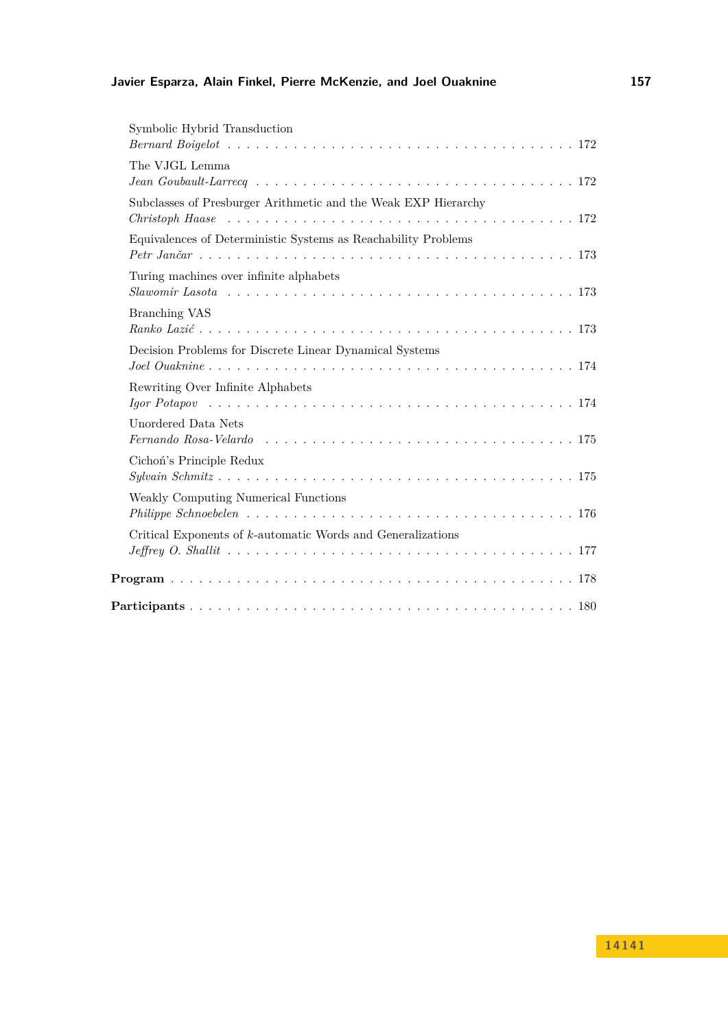Symbolic Hybrid Transduction
*Bernard Boigelot* . . . . . . . . . . . . . . . . . . . . . . . . . . . . . . . . . . . . 172

The VJGL Lemma
*Jean Goubault-Larrecq* . . . . . . . . . . . . . . . . . . . . . . . . . . . . . . . . 172

Subclasses of Presburger Arithmetic and the Weak EXP Hierarchy
*Christoph Haase* . . . . . . . . . . . . . . . . . . . . . . . . . . . . . . . . . . . . 172

Equivalences of Deterministic Systems as Reachability Problems
*Petr Jančar* . . . . . . . . . . . . . . . . . . . . . . . . . . . . . . . . . . . . . . . 173

Turing machines over infinite alphabets
*Slawomir Lasota* . . . . . . . . . . . . . . . . . . . . . . . . . . . . . . . . . . . . 173

Branching VAS
*Ranko Lazić* . . . . . . . . . . . . . . . . . . . . . . . . . . . . . . . . . . . . . . . 173

Decision Problems for Discrete Linear Dynamical Systems
*Joel Ouaknine* . . . . . . . . . . . . . . . . . . . . . . . . . . . . . . . . . . . . . 174

Rewriting Over Infinite Alphabets
*Igor Potapov* . . . . . . . . . . . . . . . . . . . . . . . . . . . . . . . . . . . . . . 174

Unordered Data Nets
*Fernando Rosa-Velardo* . . . . . . . . . . . . . . . . . . . . . . . . . . . . . . . 175

Cichoń's Principle Redux
*Sylvain Schmitz* . . . . . . . . . . . . . . . . . . . . . . . . . . . . . . . . . . . . 175

Weakly Computing Numerical Functions
*Philippe Schnoebelen* . . . . . . . . . . . . . . . . . . . . . . . . . . . . . . . . 176

Critical Exponents of $k$-automatic Words and Generalizations
*Jeffrey O. Shallit* . . . . . . . . . . . . . . . . . . . . . . . . . . . . . . . . . . . 177

**Program** . . . . . . . . . . . . . . . . . . . . . . . . . . . . . . . . . . . . . . . . . . 178

**Participants** . . . . . . . . . . . . . . . . . . . . . . . . . . . . . . . . . . . . . . . 180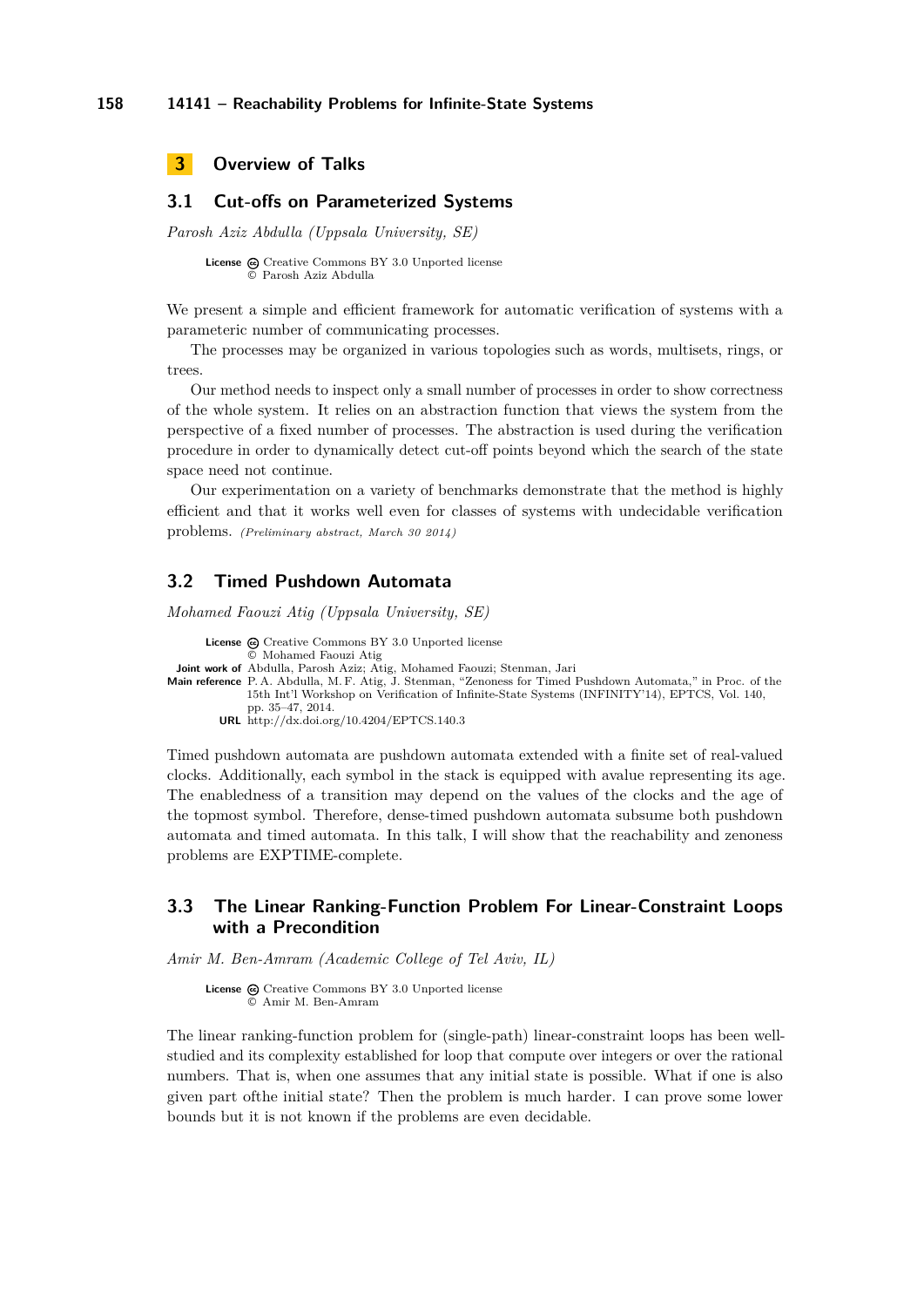## 3 Overview of Talks

### 3.1 Cut-offs on Parameterized Systems

*Parosh Aziz Abdulla (Uppsala University, SE)*

**License** Creative Commons BY 3.0 Unported license
© Parosh Aziz Abdulla

We present a simple and efficient framework for automatic verification of systems with a parameteric number of communicating processes.

The processes may be organized in various topologies such as words, multisets, rings, or trees.

Our method needs to inspect only a small number of processes in order to show correctness of the whole system. It relies on an abstraction function that views the system from the perspective of a fixed number of processes. The abstraction is used during the verification procedure in order to dynamically detect cut-off points beyond which the search of the state space need not continue.

Our experimentation on a variety of benchmarks demonstrate that the method is highly efficient and that it works well even for classes of systems with undecidable verification problems. *(Preliminary abstract, March 30 2014)*

### 3.2 Timed Pushdown Automata

*Mohamed Faouzi Atig (Uppsala University, SE)*

**License** Creative Commons BY 3.0 Unported license
© Mohamed Faouzi Atig
**Joint work of** Abdulla, Parosh Aziz; Atig, Mohamed Faouzi; Stenman, Jari
**Main reference** P. A. Abdulla, M. F. Atig, J. Stenman, "Zenoness for Timed Pushdown Automata," in Proc. of the 15th Int'l Workshop on Verification of Infinite-State Systems (INFINITY'14), EPTCS, Vol. 140, pp. 35–47, 2014.
**URL** http://dx.doi.org/10.4204/EPTCS.140.3

Timed pushdown automata are pushdown automata extended with a finite set of real-valued clocks. Additionally, each symbol in the stack is equipped with avalue representing its age. The enabledness of a transition may depend on the values of the clocks and the age of the topmost symbol. Therefore, dense-timed pushdown automata subsume both pushdown automata and timed automata. In this talk, I will show that the reachability and zenoness problems are EXPTIME-complete.

### 3.3 The Linear Ranking-Function Problem For Linear-Constraint Loops with a Precondition

*Amir M. Ben-Amram (Academic College of Tel Aviv, IL)*

**License** Creative Commons BY 3.0 Unported license
© Amir M. Ben-Amram

The linear ranking-function problem for (single-path) linear-constraint loops has been well-studied and its complexity established for loop that compute over integers or over the rational numbers. That is, when one assumes that any initial state is possible. What if one is also given part ofthe initial state? Then the problem is much harder. I can prove some lower bounds but it is not known if the problems are even decidable.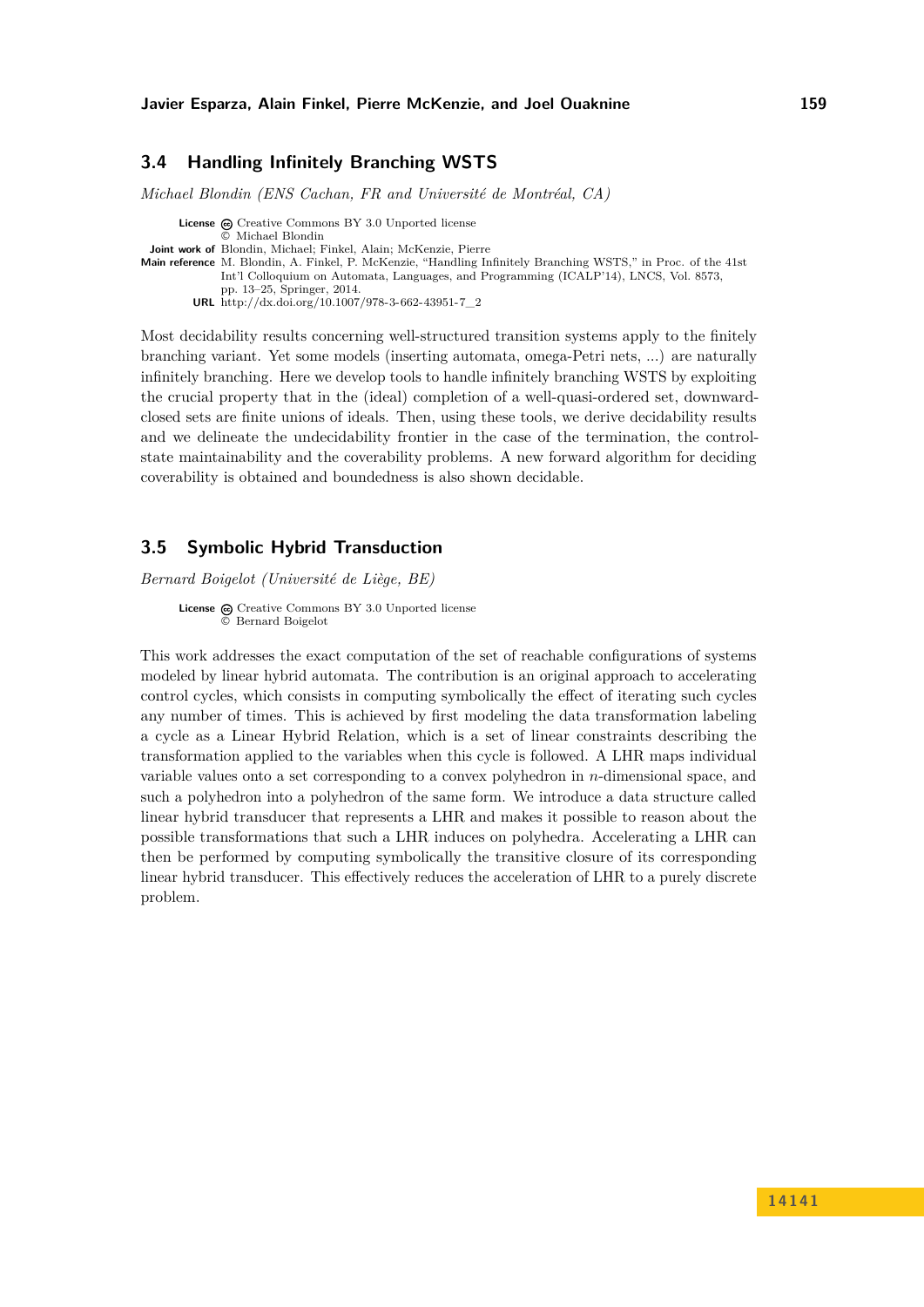## 3.4 Handling Infinitely Branching WSTS

*Michael Blondin (ENS Cachan, FR and Université de Montréal, CA)*

**License** Creative Commons BY 3.0 Unported license
© Michael Blondin
**Joint work of** Blondin, Michael; Finkel, Alain; McKenzie, Pierre
**Main reference** M. Blondin, A. Finkel, P. McKenzie, "Handling Infinitely Branching WSTS," in Proc. of the 41st Int'l Colloquium on Automata, Languages, and Programming (ICALP'14), LNCS, Vol. 8573, pp. 13–25, Springer, 2014.
**URL** http://dx.doi.org/10.1007/978-3-662-43951-7_2

Most decidability results concerning well-structured transition systems apply to the finitely branching variant. Yet some models (inserting automata, omega-Petri nets, ...) are naturally infinitely branching. Here we develop tools to handle infinitely branching WSTS by exploiting the crucial property that in the (ideal) completion of a well-quasi-ordered set, downward-closed sets are finite unions of ideals. Then, using these tools, we derive decidability results and we delineate the undecidability frontier in the case of the termination, the control-state maintainability and the coverability problems. A new forward algorithm for deciding coverability is obtained and boundedness is also shown decidable.

## 3.5 Symbolic Hybrid Transduction

*Bernard Boigelot (Université de Liège, BE)*

**License** Creative Commons BY 3.0 Unported license
© Bernard Boigelot

This work addresses the exact computation of the set of reachable configurations of systems modeled by linear hybrid automata. The contribution is an original approach to accelerating control cycles, which consists in computing symbolically the effect of iterating such cycles any number of times. This is achieved by first modeling the data transformation labeling a cycle as a Linear Hybrid Relation, which is a set of linear constraints describing the transformation applied to the variables when this cycle is followed. A LHR maps individual variable values onto a set corresponding to a convex polyhedron in $n$-dimensional space, and such a polyhedron into a polyhedron of the same form. We introduce a data structure called linear hybrid transducer that represents a LHR and makes it possible to reason about the possible transformations that such a LHR induces on polyhedra. Accelerating a LHR can then be performed by computing symbolically the transitive closure of its corresponding linear hybrid transducer. This effectively reduces the acceleration of LHR to a purely discrete problem.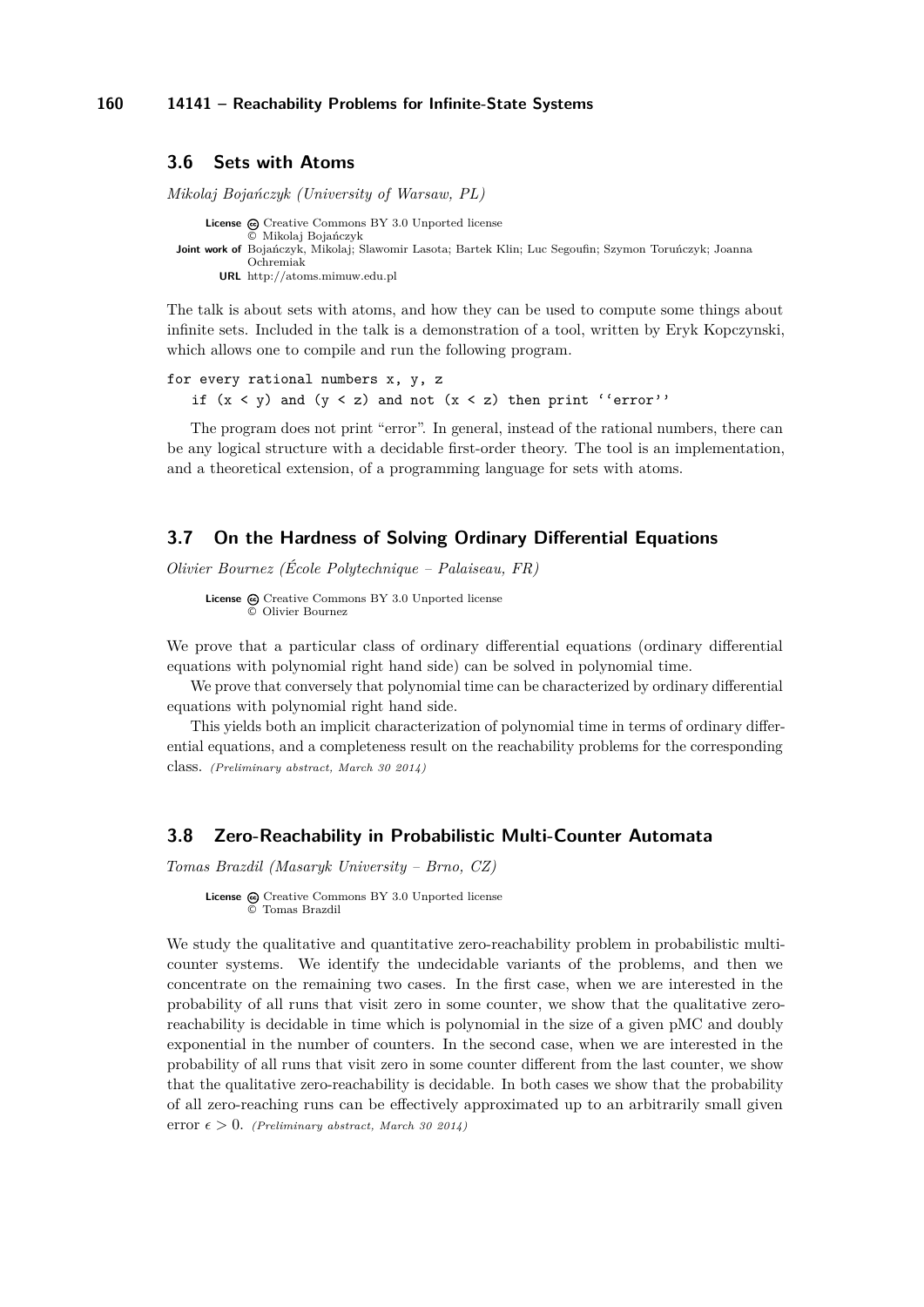### 3.6 Sets with Atoms

*Mikolaj Bojańczyk (University of Warsaw, PL)*

**License** Creative Commons BY 3.0 Unported license
© Mikolaj Bojańczyk
**Joint work of** Bojańczyk, Mikolaj; Slawomir Lasota; Bartek Klin; Luc Segoufin; Szymon Toruńczyk; Joanna Ochremiak
**URL** http://atoms.mimuw.edu.pl

The talk is about sets with atoms, and how they can be used to compute some things about infinite sets. Included in the talk is a demonstration of a tool, written by Eryk Kopczynski, which allows one to compile and run the following program.

```
for every rational numbers x, y, z
   if (x < y) and (y < z) and not (x < z) then print ''error''
```

The program does not print "error". In general, instead of the rational numbers, there can be any logical structure with a decidable first-order theory. The tool is an implementation, and a theoretical extension, of a programming language for sets with atoms.

### 3.7 On the Hardness of Solving Ordinary Differential Equations

*Olivier Bournez (École Polytechnique – Palaiseau, FR)*

**License** Creative Commons BY 3.0 Unported license
© Olivier Bournez

We prove that a particular class of ordinary differential equations (ordinary differential equations with polynomial right hand side) can be solved in polynomial time.

We prove that conversely that polynomial time can be characterized by ordinary differential equations with polynomial right hand side.

This yields both an implicit characterization of polynomial time in terms of ordinary differential equations, and a completeness result on the reachability problems for the corresponding class. *(Preliminary abstract, March 30 2014)*

### 3.8 Zero-Reachability in Probabilistic Multi-Counter Automata

*Tomas Brazdil (Masaryk University – Brno, CZ)*

**License** Creative Commons BY 3.0 Unported license
© Tomas Brazdil

We study the qualitative and quantitative zero-reachability problem in probabilistic multi-counter systems. We identify the undecidable variants of the problems, and then we concentrate on the remaining two cases. In the first case, when we are interested in the probability of all runs that visit zero in some counter, we show that the qualitative zero-reachability is decidable in time which is polynomial in the size of a given pMC and doubly exponential in the number of counters. In the second case, when we are interested in the probability of all runs that visit zero in some counter different from the last counter, we show that the qualitative zero-reachability is decidable. In both cases we show that the probability of all zero-reaching runs can be effectively approximated up to an arbitrarily small given error $\epsilon > 0$. *(Preliminary abstract, March 30 2014)*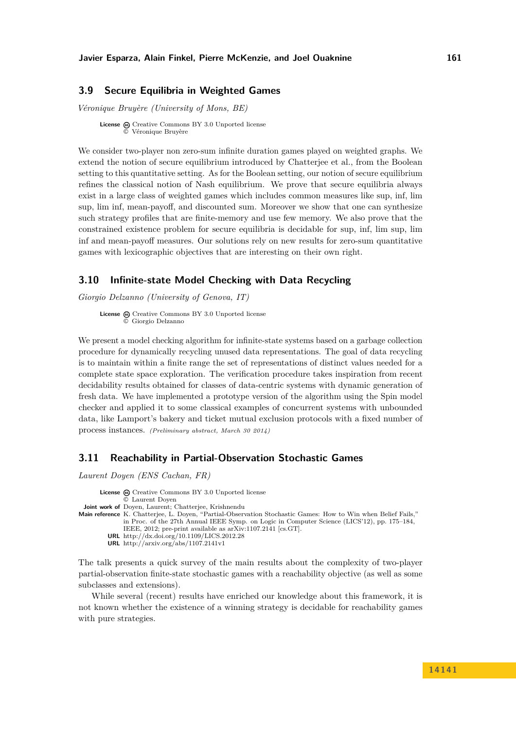### 3.9 Secure Equilibria in Weighted Games

*Véronique Bruyère (University of Mons, BE)*

**License** Creative Commons BY 3.0 Unported license
© Véronique Bruyère

We consider two-player non zero-sum infinite duration games played on weighted graphs. We extend the notion of secure equilibrium introduced by Chatterjee et al., from the Boolean setting to this quantitative setting. As for the Boolean setting, our notion of secure equilibrium refines the classical notion of Nash equilibrium. We prove that secure equilibria always exist in a large class of weighted games which includes common measures like sup, inf, lim sup, lim inf, mean-payoff, and discounted sum. Moreover we show that one can synthesize such strategy profiles that are finite-memory and use few memory. We also prove that the constrained existence problem for secure equilibria is decidable for sup, inf, lim sup, lim inf and mean-payoff measures. Our solutions rely on new results for zero-sum quantitative games with lexicographic objectives that are interesting on their own right.

### 3.10 Infinite-state Model Checking with Data Recycling

*Giorgio Delzanno (University of Genova, IT)*

**License** Creative Commons BY 3.0 Unported license
© Giorgio Delzanno

We present a model checking algorithm for infinite-state systems based on a garbage collection procedure for dynamically recycling unused data representations. The goal of data recycling is to maintain within a finite range the set of representations of distinct values needed for a complete state space exploration. The verification procedure takes inspiration from recent decidability results obtained for classes of data-centric systems with dynamic generation of fresh data. We have implemented a prototype version of the algorithm using the Spin model checker and applied it to some classical examples of concurrent systems with unbounded data, like Lamport's bakery and ticket mutual exclusion protocols with a fixed number of process instances. *(Preliminary abstract, March 30 2014)*

### 3.11 Reachability in Partial-Observation Stochastic Games

*Laurent Doyen (ENS Cachan, FR)*

**License** Creative Commons BY 3.0 Unported license
© Laurent Doyen
**Joint work of** Doyen, Laurent; Chatterjee, Krishnendu
**Main reference** K. Chatterjee, L. Doyen, "Partial-Observation Stochastic Games: How to Win when Belief Fails," in Proc. of the 27th Annual IEEE Symp. on Logic in Computer Science (LICS'12), pp. 175–184, IEEE, 2012; pre-print available as arXiv:1107.2141 [cs.GT].
**URL** http://dx.doi.org/10.1109/LICS.2012.28
**URL** http://arxiv.org/abs/1107.2141v1

The talk presents a quick survey of the main results about the complexity of two-player partial-observation finite-state stochastic games with a reachability objective (as well as some subclasses and extensions).

While several (recent) results have enriched our knowledge about this framework, it is not known whether the existence of a winning strategy is decidable for reachability games with pure strategies.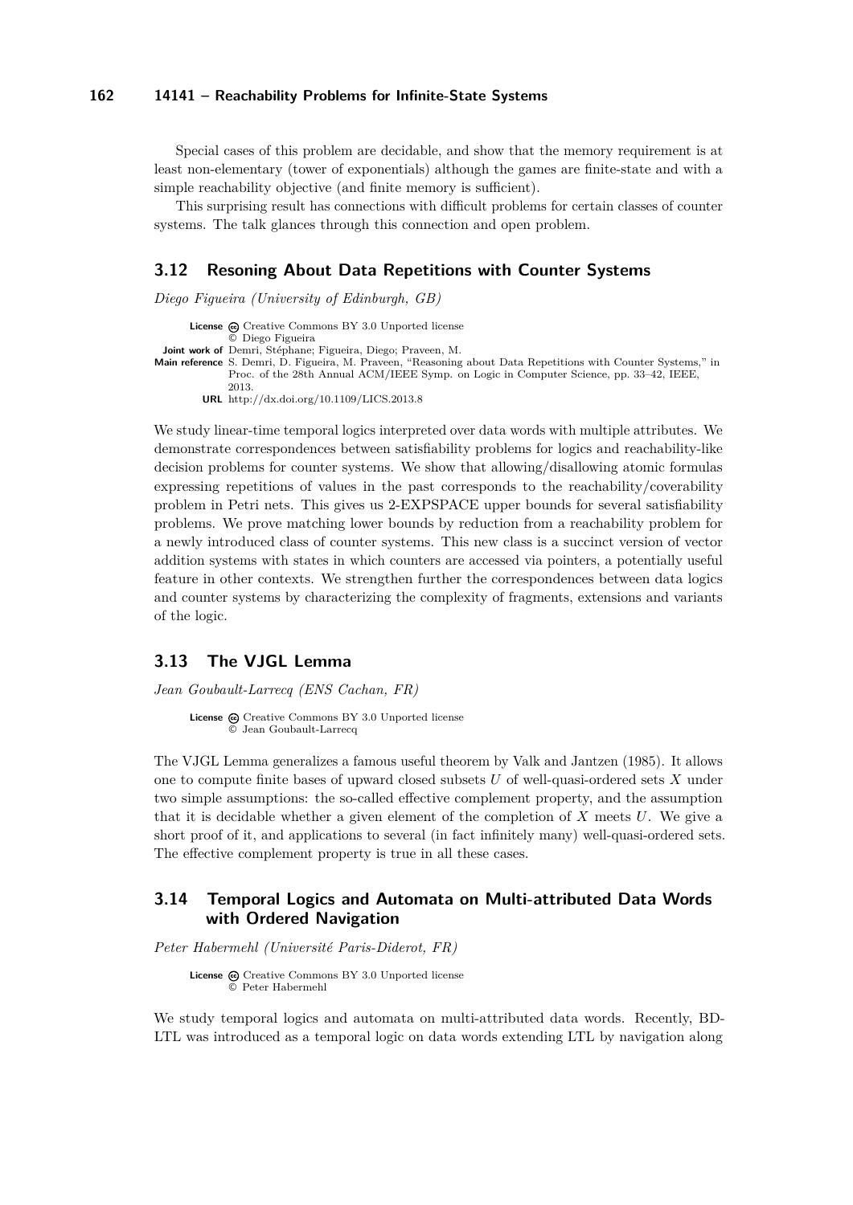Special cases of this problem are decidable, and show that the memory requirement is at least non-elementary (tower of exponentials) although the games are finite-state and with a simple reachability objective (and finite memory is sufficient).

This surprising result has connections with difficult problems for certain classes of counter systems. The talk glances through this connection and open problem.

## 3.12 Resoning About Data Repetitions with Counter Systems

*Diego Figueira (University of Edinburgh, GB)*

**License** Creative Commons BY 3.0 Unported license
© Diego Figueira
**Joint work of** Demri, Stéphane; Figueira, Diego; Praveen, M.
**Main reference** S. Demri, D. Figueira, M. Praveen, "Reasoning about Data Repetitions with Counter Systems," in Proc. of the 28th Annual ACM/IEEE Symp. on Logic in Computer Science, pp. 33–42, IEEE, 2013.
**URL** http://dx.doi.org/10.1109/LICS.2013.8

We study linear-time temporal logics interpreted over data words with multiple attributes. We demonstrate correspondences between satisfiability problems for logics and reachability-like decision problems for counter systems. We show that allowing/disallowing atomic formulas expressing repetitions of values in the past corresponds to the reachability/coverability problem in Petri nets. This gives us 2-EXPSPACE upper bounds for several satisfiability problems. We prove matching lower bounds by reduction from a reachability problem for a newly introduced class of counter systems. This new class is a succinct version of vector addition systems with states in which counters are accessed via pointers, a potentially useful feature in other contexts. We strengthen further the correspondences between data logics and counter systems by characterizing the complexity of fragments, extensions and variants of the logic.

## 3.13 The VJGL Lemma

*Jean Goubault-Larrecq (ENS Cachan, FR)*

**License** Creative Commons BY 3.0 Unported license
© Jean Goubault-Larrecq

The VJGL Lemma generalizes a famous useful theorem by Valk and Jantzen (1985). It allows one to compute finite bases of upward closed subsets $U$ of well-quasi-ordered sets $X$ under two simple assumptions: the so-called effective complement property, and the assumption that it is decidable whether a given element of the completion of $X$ meets $U$. We give a short proof of it, and applications to several (in fact infinitely many) well-quasi-ordered sets. The effective complement property is true in all these cases.

## 3.14 Temporal Logics and Automata on Multi-attributed Data Words with Ordered Navigation

*Peter Habermehl (Université Paris-Diderot, FR)*

**License** Creative Commons BY 3.0 Unported license
© Peter Habermehl

We study temporal logics and automata on multi-attributed data words. Recently, BD-LTL was introduced as a temporal logic on data words extending LTL by navigation along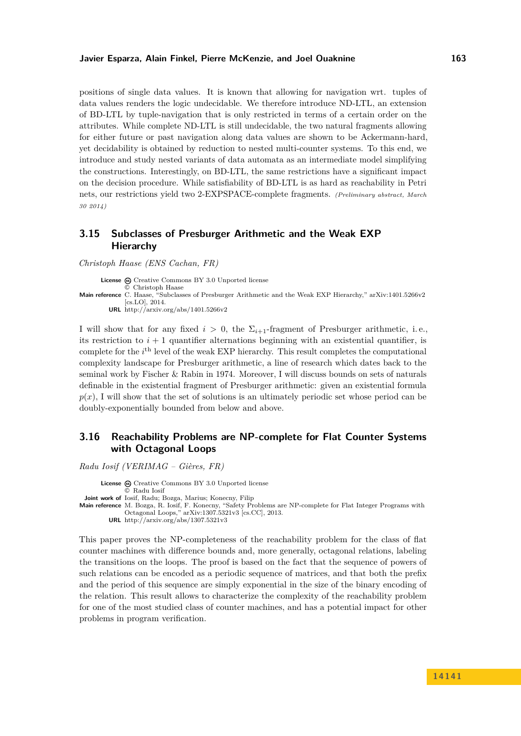positions of single data values. It is known that allowing for navigation wrt. tuples of data values renders the logic undecidable. We therefore introduce ND-LTL, an extension of BD-LTL by tuple-navigation that is only restricted in terms of a certain order on the attributes. While complete ND-LTL is still undecidable, the two natural fragments allowing for either future or past navigation along data values are shown to be Ackermann-hard, yet decidability is obtained by reduction to nested multi-counter systems. To this end, we introduce and study nested variants of data automata as an intermediate model simplifying the constructions. Interestingly, on BD-LTL, the same restrictions have a significant impact on the decision procedure. While satisfiability of BD-LTL is as hard as reachability in Petri nets, our restrictions yield two 2-EXPSPACE-complete fragments. *(Preliminary abstract, March 30 2014)*

## 3.15 Subclasses of Presburger Arithmetic and the Weak EXP Hierarchy

*Christoph Haase (ENS Cachan, FR)*

**License** Creative Commons BY 3.0 Unported license
© Christoph Haase
**Main reference** C. Haase, "Subclasses of Presburger Arithmetic and the Weak EXP Hierarchy," arXiv:1401.5266v2 [cs.LO], 2014.
**URL** http://arxiv.org/abs/1401.5266v2

I will show that for any fixed $i > 0$, the $\Sigma_{i+1}$-fragment of Presburger arithmetic, i.e., its restriction to $i + 1$ quantifier alternations beginning with an existential quantifier, is complete for the $i^{\text{th}}$ level of the weak EXP hierarchy. This result completes the computational complexity landscape for Presburger arithmetic, a line of research which dates back to the seminal work by Fischer & Rabin in 1974. Moreover, I will discuss bounds on sets of naturals definable in the existential fragment of Presburger arithmetic: given an existential formula $p(x)$, I will show that the set of solutions is an ultimately periodic set whose period can be doubly-exponentially bounded from below and above.

## 3.16 Reachability Problems are NP-complete for Flat Counter Systems with Octagonal Loops

*Radu Iosif (VERIMAG – Gières, FR)*

**License** Creative Commons BY 3.0 Unported license
© Radu Iosif
**Joint work of** Iosif, Radu; Bozga, Marius; Konecny, Filip
**Main reference** M. Bozga, R. Iosif, F. Konecny, "Safety Problems are NP-complete for Flat Integer Programs with Octagonal Loops," arXiv:1307.5321v3 [cs.CC], 2013.
**URL** http://arxiv.org/abs/1307.5321v3

This paper proves the NP-completeness of the reachability problem for the class of flat counter machines with difference bounds and, more generally, octagonal relations, labeling the transitions on the loops. The proof is based on the fact that the sequence of powers of such relations can be encoded as a periodic sequence of matrices, and that both the prefix and the period of this sequence are simply exponential in the size of the binary encoding of the relation. This result allows to characterize the complexity of the reachability problem for one of the most studied class of counter machines, and has a potential impact for other problems in program verification.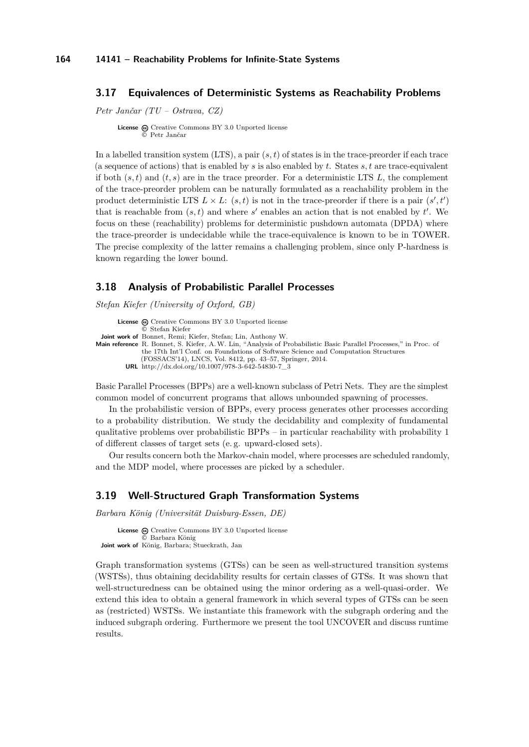### 3.17 Equivalences of Deterministic Systems as Reachability Problems

*Petr Jančar (TU – Ostrava, CZ)*

**License** Creative Commons BY 3.0 Unported license
© Petr Jančar

In a labelled transition system (LTS), a pair $(s, t)$ of states is in the trace-preorder if each trace (a sequence of actions) that is enabled by $s$ is also enabled by $t$. States $s, t$ are trace-equivalent if both $(s, t)$ and $(t, s)$ are in the trace preorder. For a deterministic LTS $L$, the complement of the trace-preorder problem can be naturally formulated as a reachability problem in the product deterministic LTS $L \times L$: $(s, t)$ is not in the trace-preorder if there is a pair $(s', t')$ that is reachable from $(s, t)$ and where $s'$ enables an action that is not enabled by $t'$. We focus on these (reachability) problems for deterministic pushdown automata (DPDA) where the trace-preorder is undecidable while the trace-equivalence is known to be in TOWER. The precise complexity of the latter remains a challenging problem, since only P-hardness is known regarding the lower bound.

### 3.18 Analysis of Probabilistic Parallel Processes

*Stefan Kiefer (University of Oxford, GB)*

**License** Creative Commons BY 3.0 Unported license
© Stefan Kiefer
**Joint work of** Bonnet, Remi; Kiefer, Stefan; Lin, Anthony W.
**Main reference** R. Bonnet, S. Kiefer, A.W. Lin, "Analysis of Probabilistic Basic Parallel Processes," in Proc. of the 17th Int'l Conf. on Foundations of Software Science and Computation Structures (FOSSACS'14), LNCS, Vol. 8412, pp. 43–57, Springer, 2014.
**URL** http://dx.doi.org/10.1007/978-3-642-54830-7_3

Basic Parallel Processes (BPPs) are a well-known subclass of Petri Nets. They are the simplest common model of concurrent programs that allows unbounded spawning of processes.

In the probabilistic version of BPPs, every process generates other processes according to a probability distribution. We study the decidability and complexity of fundamental qualitative problems over probabilistic BPPs – in particular reachability with probability 1 of different classes of target sets (e. g. upward-closed sets).

Our results concern both the Markov-chain model, where processes are scheduled randomly, and the MDP model, where processes are picked by a scheduler.

### 3.19 Well-Structured Graph Transformation Systems

*Barbara König (Universität Duisburg-Essen, DE)*

**License** Creative Commons BY 3.0 Unported license
© Barbara König
**Joint work of** König, Barbara; Stueckrath, Jan

Graph transformation systems (GTSs) can be seen as well-structured transition systems (WSTSs), thus obtaining decidability results for certain classes of GTSs. It was shown that well-structuredness can be obtained using the minor ordering as a well-quasi-order. We extend this idea to obtain a general framework in which several types of GTSs can be seen as (restricted) WSTSs. We instantiate this framework with the subgraph ordering and the induced subgraph ordering. Furthermore we present the tool UNCOVER and discuss runtime results.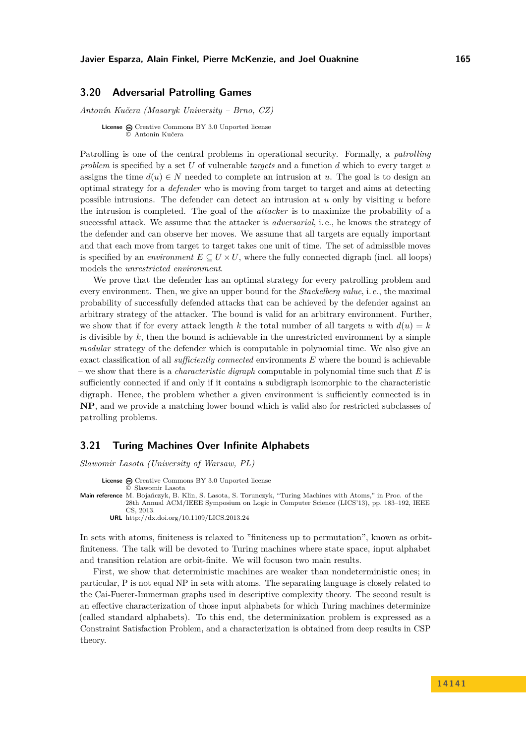### 3.20 Adversarial Patrolling Games

*Antonín Kučera (Masaryk University – Brno, CZ)*

**License** Creative Commons BY 3.0 Unported license
© Antonín Kučera

Patrolling is one of the central problems in operational security. Formally, a *patrolling problem* is specified by a set $U$ of vulnerable *targets* and a function $d$ which to every target $u$ assigns the time $d(u) \in N$ needed to complete an intrusion at $u$. The goal is to design an optimal strategy for a *defender* who is moving from target to target and aims at detecting possible intrusions. The defender can detect an intrusion at $u$ only by visiting $u$ before the intrusion is completed. The goal of the *attacker* is to maximize the probability of a successful attack. We assume that the attacker is *adversarial*, i. e., he knows the strategy of the defender and can observe her moves. We assume that all targets are equally important and that each move from target to target takes one unit of time. The set of admissible moves is specified by an *environment* $E \subseteq U \times U$, where the fully connected digraph (incl. all loops) models the *unrestricted environment*.

We prove that the defender has an optimal strategy for every patrolling problem and every environment. Then, we give an upper bound for the *Stackelberg value*, i. e., the maximal probability of successfully defended attacks that can be achieved by the defender against an arbitrary strategy of the attacker. The bound is valid for an arbitrary environment. Further, we show that if for every attack length $k$ the total number of all targets $u$ with $d(u) = k$ is divisible by $k$, then the bound is achievable in the unrestricted environment by a simple *modular* strategy of the defender which is computable in polynomial time. We also give an exact classification of all *sufficiently connected* environments $E$ where the bound is achievable – we show that there is a *characteristic digraph* computable in polynomial time such that $E$ is sufficiently connected if and only if it contains a subdigraph isomorphic to the characteristic digraph. Hence, the problem whether a given environment is sufficiently connected is in **NP**, and we provide a matching lower bound which is valid also for restricted subclasses of patrolling problems.

### 3.21 Turing Machines Over Infinite Alphabets

*Slawomir Lasota (University of Warsaw, PL)*

**License** Creative Commons BY 3.0 Unported license
© Slawomir Lasota

**Main reference** M. Bojańczyk, B. Klin, S. Lasota, S. Torunczyk, "Turing Machines with Atoms," in Proc. of the 28th Annual ACM/IEEE Symposium on Logic in Computer Science (LICS'13), pp. 183–192, IEEE CS, 2013.

**URL** http://dx.doi.org/10.1109/LICS.2013.24

In sets with atoms, finiteness is relaxed to "finiteness up to permutation", known as orbit-finiteness. The talk will be devoted to Turing machines where state space, input alphabet and transition relation are orbit-finite. We will focuson two main results.

First, we show that deterministic machines are weaker than nondeterministic ones; in particular, P is not equal NP in sets with atoms. The separating language is closely related to the Cai-Fuerer-Immerman graphs used in descriptive complexity theory. The second result is an effective characterization of those input alphabets for which Turing machines determinize (called standard alphabets). To this end, the determinization problem is expressed as a Constraint Satisfaction Problem, and a characterization is obtained from deep results in CSP theory.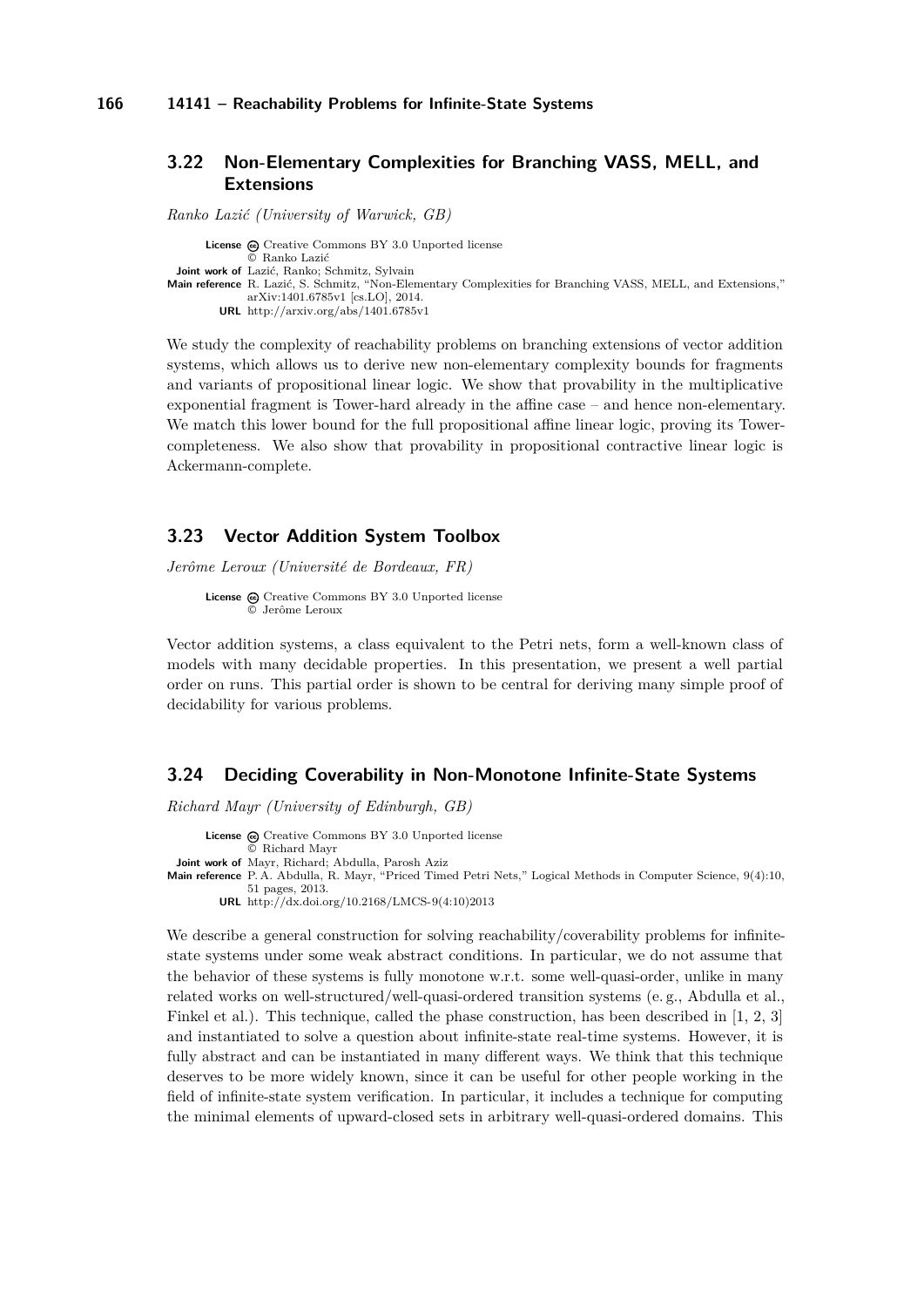### 3.22 Non-Elementary Complexities for Branching VASS, MELL, and Extensions

*Ranko Lazić (University of Warwick, GB)*

**License** Creative Commons BY 3.0 Unported license
© Ranko Lazić
**Joint work of** Lazić, Ranko; Schmitz, Sylvain
**Main reference** R. Lazić, S. Schmitz, "Non-Elementary Complexities for Branching VASS, MELL, and Extensions," arXiv:1401.6785v1 [cs.LO], 2014.
**URL** http://arxiv.org/abs/1401.6785v1

We study the complexity of reachability problems on branching extensions of vector addition systems, which allows us to derive new non-elementary complexity bounds for fragments and variants of propositional linear logic. We show that provability in the multiplicative exponential fragment is Tower-hard already in the affine case – and hence non-elementary. We match this lower bound for the full propositional affine linear logic, proving its Tower-completeness. We also show that provability in propositional contractive linear logic is Ackermann-complete.

### 3.23 Vector Addition System Toolbox

*Jerôme Leroux (Université de Bordeaux, FR)*

**License** Creative Commons BY 3.0 Unported license
© Jerôme Leroux

Vector addition systems, a class equivalent to the Petri nets, form a well-known class of models with many decidable properties. In this presentation, we present a well partial order on runs. This partial order is shown to be central for deriving many simple proof of decidability for various problems.

### 3.24 Deciding Coverability in Non-Monotone Infinite-State Systems

*Richard Mayr (University of Edinburgh, GB)*

**License** Creative Commons BY 3.0 Unported license
© Richard Mayr
**Joint work of** Mayr, Richard; Abdulla, Parosh Aziz
**Main reference** P. A. Abdulla, R. Mayr, "Priced Timed Petri Nets," Logical Methods in Computer Science, 9(4):10, 51 pages, 2013.
**URL** http://dx.doi.org/10.2168/LMCS-9(4:10)2013

We describe a general construction for solving reachability/coverability problems for infinite-state systems under some weak abstract conditions. In particular, we do not assume that the behavior of these systems is fully monotone w.r.t. some well-quasi-order, unlike in many related works on well-structured/well-quasi-ordered transition systems (e. g., Abdulla et al., Finkel et al.). This technique, called the phase construction, has been described in [1, 2, 3] and instantiated to solve a question about infinite-state real-time systems. However, it is fully abstract and can be instantiated in many different ways. We think that this technique deserves to be more widely known, since it can be useful for other people working in the field of infinite-state system verification. In particular, it includes a technique for computing the minimal elements of upward-closed sets in arbitrary well-quasi-ordered domains. This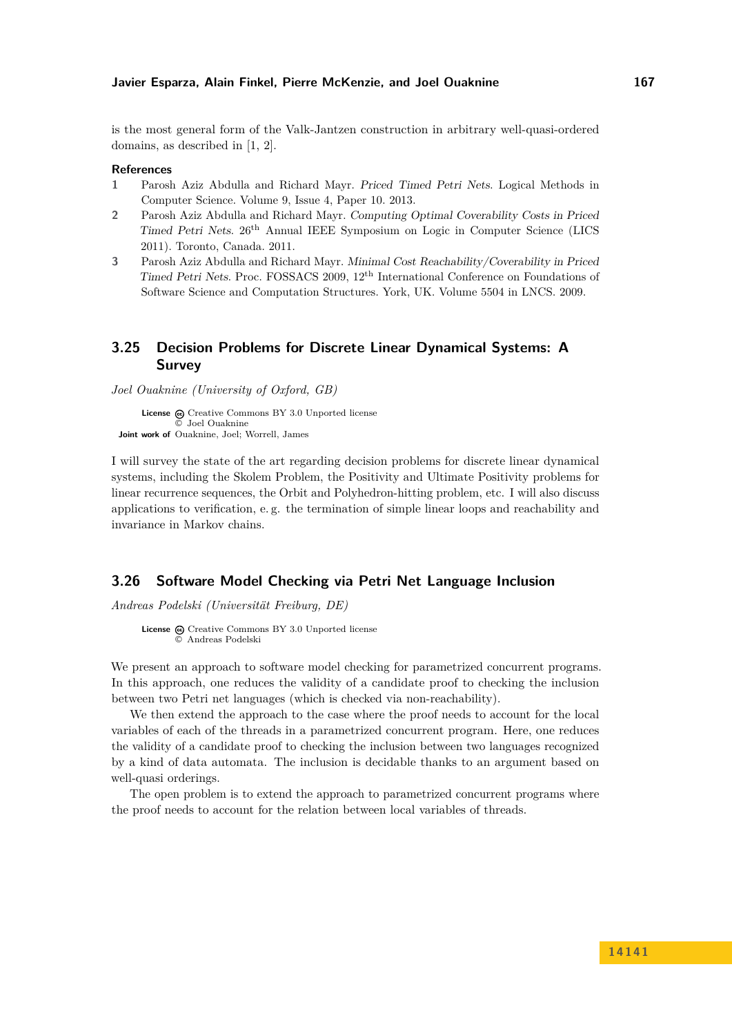is the most general form of the Valk-Jantzen construction in arbitrary well-quasi-ordered domains, as described in [1, 2].

### References

1. Parosh Aziz Abdulla and Richard Mayr. *Priced Timed Petri Nets*. Logical Methods in Computer Science. Volume 9, Issue 4, Paper 10. 2013.
2. Parosh Aziz Abdulla and Richard Mayr. *Computing Optimal Coverability Costs in Priced Timed Petri Nets*. 26th Annual IEEE Symposium on Logic in Computer Science (LICS 2011). Toronto, Canada. 2011.
3. Parosh Aziz Abdulla and Richard Mayr. *Minimal Cost Reachability/Coverability in Priced Timed Petri Nets*. Proc. FOSSACS 2009, 12th International Conference on Foundations of Software Science and Computation Structures. York, UK. Volume 5504 in LNCS. 2009.

## 3.25 Decision Problems for Discrete Linear Dynamical Systems: A Survey

*Joel Ouaknine (University of Oxford, GB)*

**License** Creative Commons BY 3.0 Unported license
© Joel Ouaknine
**Joint work of** Ouaknine, Joel; Worrell, James

I will survey the state of the art regarding decision problems for discrete linear dynamical systems, including the Skolem Problem, the Positivity and Ultimate Positivity problems for linear recurrence sequences, the Orbit and Polyhedron-hitting problem, etc. I will also discuss applications to verification, e. g. the termination of simple linear loops and reachability and invariance in Markov chains.

## 3.26 Software Model Checking via Petri Net Language Inclusion

*Andreas Podelski (Universität Freiburg, DE)*

**License** Creative Commons BY 3.0 Unported license
© Andreas Podelski

We present an approach to software model checking for parametrized concurrent programs. In this approach, one reduces the validity of a candidate proof to checking the inclusion between two Petri net languages (which is checked via non-reachability).

We then extend the approach to the case where the proof needs to account for the local variables of each of the threads in a parametrized concurrent program. Here, one reduces the validity of a candidate proof to checking the inclusion between two languages recognized by a kind of data automata. The inclusion is decidable thanks to an argument based on well-quasi orderings.

The open problem is to extend the approach to parametrized concurrent programs where the proof needs to account for the relation between local variables of threads.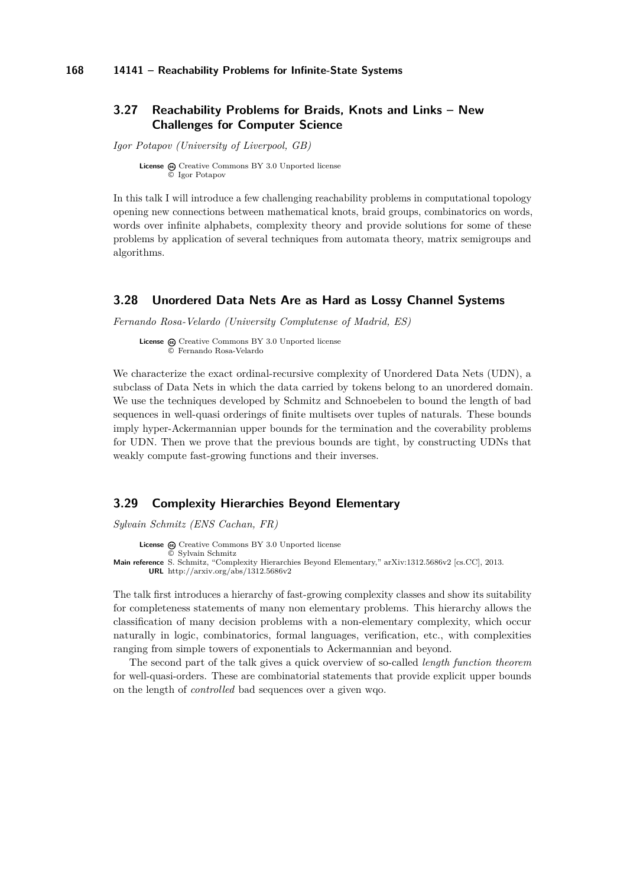### 3.27 Reachability Problems for Braids, Knots and Links – New Challenges for Computer Science

*Igor Potapov (University of Liverpool, GB)*

**License** Creative Commons BY 3.0 Unported license
© Igor Potapov

In this talk I will introduce a few challenging reachability problems in computational topology opening new connections between mathematical knots, braid groups, combinatorics on words, words over infinite alphabets, complexity theory and provide solutions for some of these problems by application of several techniques from automata theory, matrix semigroups and algorithms.

### 3.28 Unordered Data Nets Are as Hard as Lossy Channel Systems

*Fernando Rosa-Velardo (University Complutense of Madrid, ES)*

**License** Creative Commons BY 3.0 Unported license
© Fernando Rosa-Velardo

We characterize the exact ordinal-recursive complexity of Unordered Data Nets (UDN), a subclass of Data Nets in which the data carried by tokens belong to an unordered domain. We use the techniques developed by Schmitz and Schnoebelen to bound the length of bad sequences in well-quasi orderings of finite multisets over tuples of naturals. These bounds imply hyper-Ackermannian upper bounds for the termination and the coverability problems for UDN. Then we prove that the previous bounds are tight, by constructing UDNs that weakly compute fast-growing functions and their inverses.

### 3.29 Complexity Hierarchies Beyond Elementary

*Sylvain Schmitz (ENS Cachan, FR)*

**License** Creative Commons BY 3.0 Unported license
© Sylvain Schmitz
**Main reference** S. Schmitz, "Complexity Hierarchies Beyond Elementary," arXiv:1312.5686v2 [cs.CC], 2013.
**URL** http://arxiv.org/abs/1312.5686v2

The talk first introduces a hierarchy of fast-growing complexity classes and show its suitability for completeness statements of many non elementary problems. This hierarchy allows the classification of many decision problems with a non-elementary complexity, which occur naturally in logic, combinatorics, formal languages, verification, etc., with complexities ranging from simple towers of exponentials to Ackermannian and beyond.

The second part of the talk gives a quick overview of so-called *length function theorem* for well-quasi-orders. These are combinatorial statements that provide explicit upper bounds on the length of *controlled* bad sequences over a given wqo.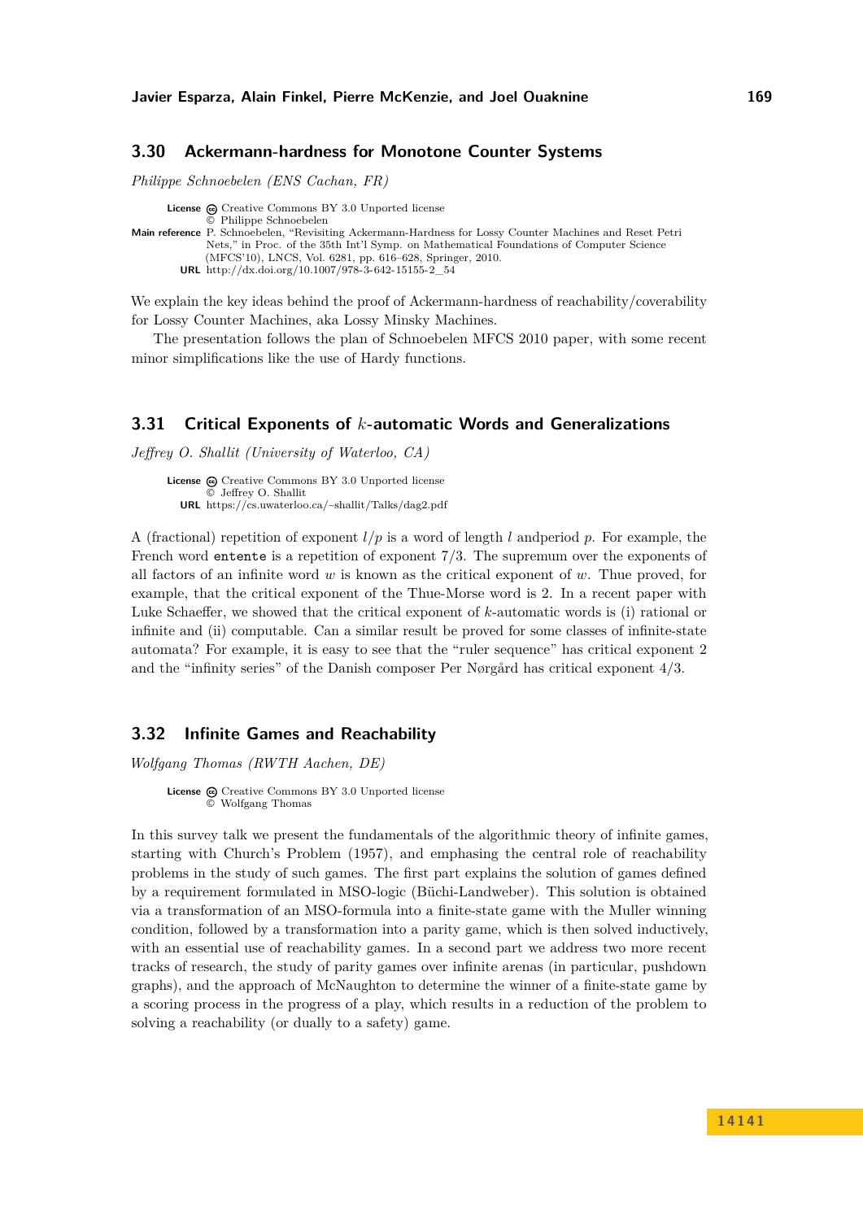## 3.30 Ackermann-hardness for Monotone Counter Systems

*Philippe Schnoebelen (ENS Cachan, FR)*

**License** Creative Commons BY 3.0 Unported license
© Philippe Schnoebelen
**Main reference** P. Schnoebelen, "Revisiting Ackermann-Hardness for Lossy Counter Machines and Reset Petri Nets," in Proc. of the 35th Int'l Symp. on Mathematical Foundations of Computer Science (MFCS'10), LNCS, Vol. 6281, pp. 616–628, Springer, 2010.
**URL** http://dx.doi.org/10.1007/978-3-642-15155-2_54

We explain the key ideas behind the proof of Ackermann-hardness of reachability/coverability for Lossy Counter Machines, aka Lossy Minsky Machines.

The presentation follows the plan of Schnoebelen MFCS 2010 paper, with some recent minor simplifications like the use of Hardy functions.

## 3.31 Critical Exponents of $k$-automatic Words and Generalizations

*Jeffrey O. Shallit (University of Waterloo, CA)*

**License** Creative Commons BY 3.0 Unported license
© Jeffrey O. Shallit
**URL** https://cs.uwaterloo.ca/~shallit/Talks/dag2.pdf

A (fractional) repetition of exponent $l/p$ is a word of length $l$ andperiod $p$. For example, the French word `entente` is a repetition of exponent 7/3. The supremum over the exponents of all factors of an infinite word $w$ is known as the critical exponent of $w$. Thue proved, for example, that the critical exponent of the Thue-Morse word is 2. In a recent paper with Luke Schaeffer, we showed that the critical exponent of $k$-automatic words is (i) rational or infinite and (ii) computable. Can a similar result be proved for some classes of infinite-state automata? For example, it is easy to see that the "ruler sequence" has critical exponent 2 and the "infinity series" of the Danish composer Per Nørgård has critical exponent 4/3.

## 3.32 Infinite Games and Reachability

*Wolfgang Thomas (RWTH Aachen, DE)*

**License** Creative Commons BY 3.0 Unported license
© Wolfgang Thomas

In this survey talk we present the fundamentals of the algorithmic theory of infinite games, starting with Church's Problem (1957), and emphasing the central role of reachability problems in the study of such games. The first part explains the solution of games defined by a requirement formulated in MSO-logic (Büchi-Landweber). This solution is obtained via a transformation of an MSO-formula into a finite-state game with the Muller winning condition, followed by a transformation into a parity game, which is then solved inductively, with an essential use of reachability games. In a second part we address two more recent tracks of research, the study of parity games over infinite arenas (in particular, pushdown graphs), and the approach of McNaughton to determine the winner of a finite-state game by a scoring process in the progress of a play, which results in a reduction of the problem to solving a reachability (or dually to a safety) game.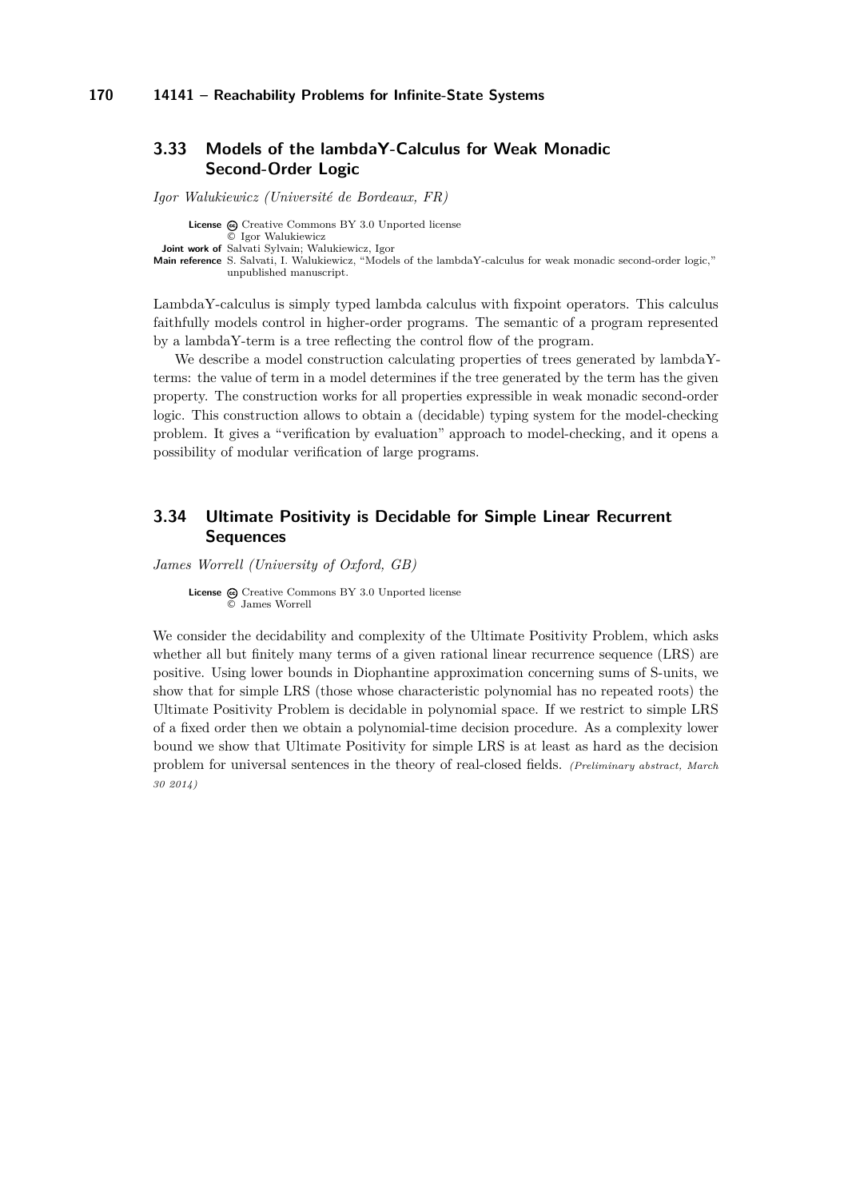### 3.33 Models of the lambdaY-Calculus for Weak Monadic Second-Order Logic

*Igor Walukiewicz (Université de Bordeaux, FR)*

**License** Creative Commons BY 3.0 Unported license
© Igor Walukiewicz
**Joint work of** Salvati Sylvain; Walukiewicz, Igor
**Main reference** S. Salvati, I. Walukiewicz, "Models of the lambdaY-calculus for weak monadic second-order logic," unpublished manuscript.

LambdaY-calculus is simply typed lambda calculus with fixpoint operators. This calculus faithfully models control in higher-order programs. The semantic of a program represented by a lambdaY-term is a tree reflecting the control flow of the program.

We describe a model construction calculating properties of trees generated by lambdaY-terms: the value of term in a model determines if the tree generated by the term has the given property. The construction works for all properties expressible in weak monadic second-order logic. This construction allows to obtain a (decidable) typing system for the model-checking problem. It gives a "verification by evaluation" approach to model-checking, and it opens a possibility of modular verification of large programs.

### 3.34 Ultimate Positivity is Decidable for Simple Linear Recurrent Sequences

*James Worrell (University of Oxford, GB)*

**License** Creative Commons BY 3.0 Unported license
© James Worrell

We consider the decidability and complexity of the Ultimate Positivity Problem, which asks whether all but finitely many terms of a given rational linear recurrence sequence (LRS) are positive. Using lower bounds in Diophantine approximation concerning sums of S-units, we show that for simple LRS (those whose characteristic polynomial has no repeated roots) the Ultimate Positivity Problem is decidable in polynomial space. If we restrict to simple LRS of a fixed order then we obtain a polynomial-time decision procedure. As a complexity lower bound we show that Ultimate Positivity for simple LRS is at least as hard as the decision problem for universal sentences in the theory of real-closed fields. *(Preliminary abstract, March 30 2014)*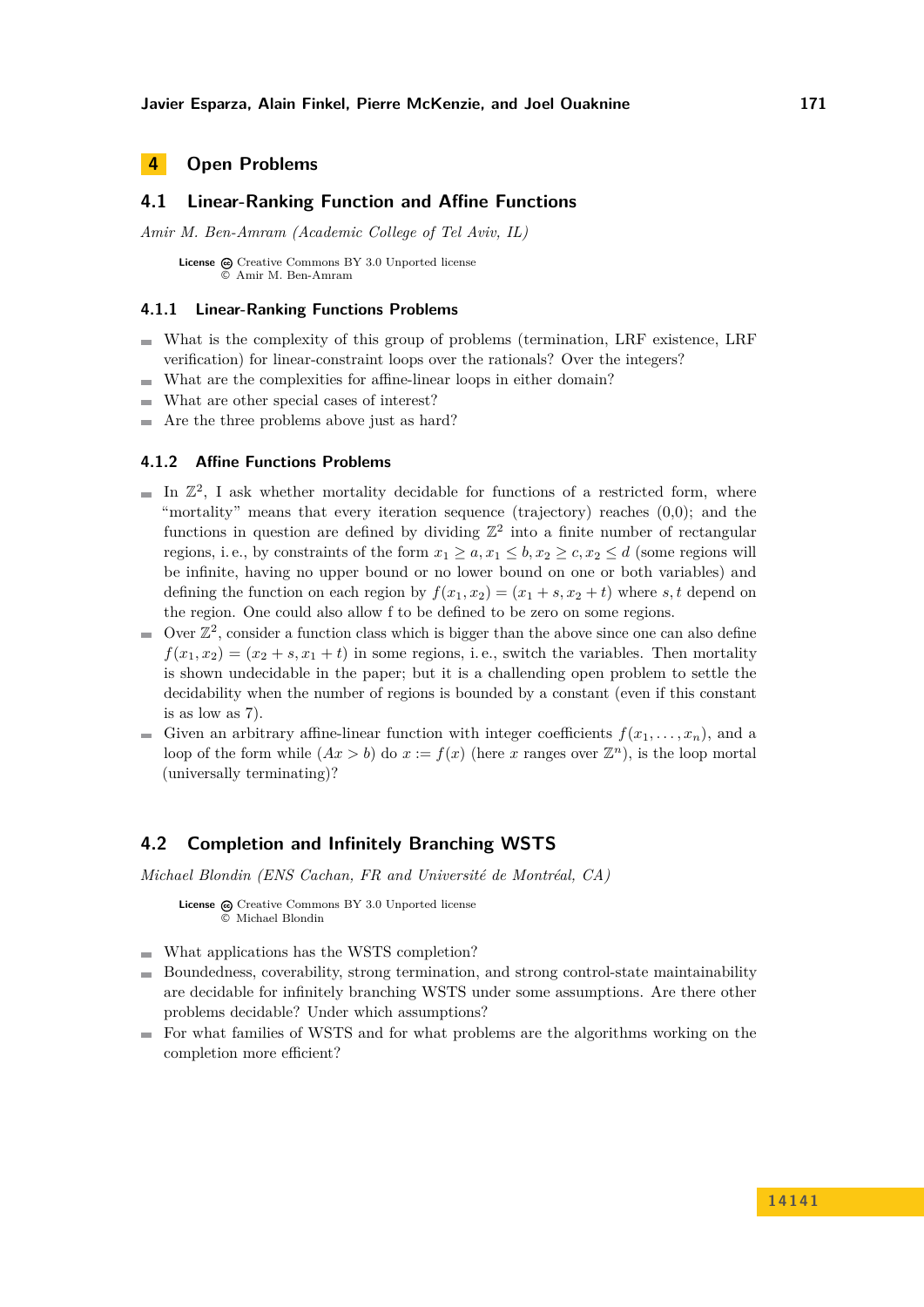# 4 Open Problems

## 4.1 Linear-Ranking Function and Affine Functions

*Amir M. Ben-Amram (Academic College of Tel Aviv, IL)*

**License** Creative Commons BY 3.0 Unported license
© Amir M. Ben-Amram

### 4.1.1 Linear-Ranking Functions Problems

- What is the complexity of this group of problems (termination, LRF existence, LRF verification) for linear-constraint loops over the rationals? Over the integers?
- What are the complexities for affine-linear loops in either domain?
- What are other special cases of interest?
- Are the three problems above just as hard?

### 4.1.2 Affine Functions Problems

- In $\mathbb{Z}^2$, I ask whether mortality decidable for functions of a restricted form, where "mortality" means that every iteration sequence (trajectory) reaches (0,0); and the functions in question are defined by dividing $\mathbb{Z}^2$ into a finite number of rectangular regions, i. e., by constraints of the form $x_1 \geq a, x_1 \leq b, x_2 \geq c, x_2 \leq d$ (some regions will be infinite, having no upper bound or no lower bound on one or both variables) and defining the function on each region by $f(x_1, x_2) = (x_1 + s, x_2 + t)$ where $s, t$ depend on the region. One could also allow f to be defined to be zero on some regions.
- Over $\mathbb{Z}^2$, consider a function class which is bigger than the above since one can also define $f(x_1, x_2) = (x_2 + s, x_1 + t)$ in some regions, i. e., switch the variables. Then mortality is shown undecidable in the paper; but it is a challenging open problem to settle the decidability when the number of regions is bounded by a constant (even if this constant is as low as 7).
- Given an arbitrary affine-linear function with integer coefficients $f(x_1, \ldots, x_n)$, and a loop of the form while $(Ax > b)$ do $x := f(x)$ (here $x$ ranges over $\mathbb{Z}^n$), is the loop mortal (universally terminating)?

## 4.2 Completion and Infinitely Branching WSTS

*Michael Blondin (ENS Cachan, FR and Université de Montréal, CA)*

**License** Creative Commons BY 3.0 Unported license
© Michael Blondin

- What applications has the WSTS completion?
- Boundedness, coverability, strong termination, and strong control-state maintainability are decidable for infinitely branching WSTS under some assumptions. Are there other problems decidable? Under which assumptions?
- For what families of WSTS and for what problems are the algorithms working on the completion more efficient?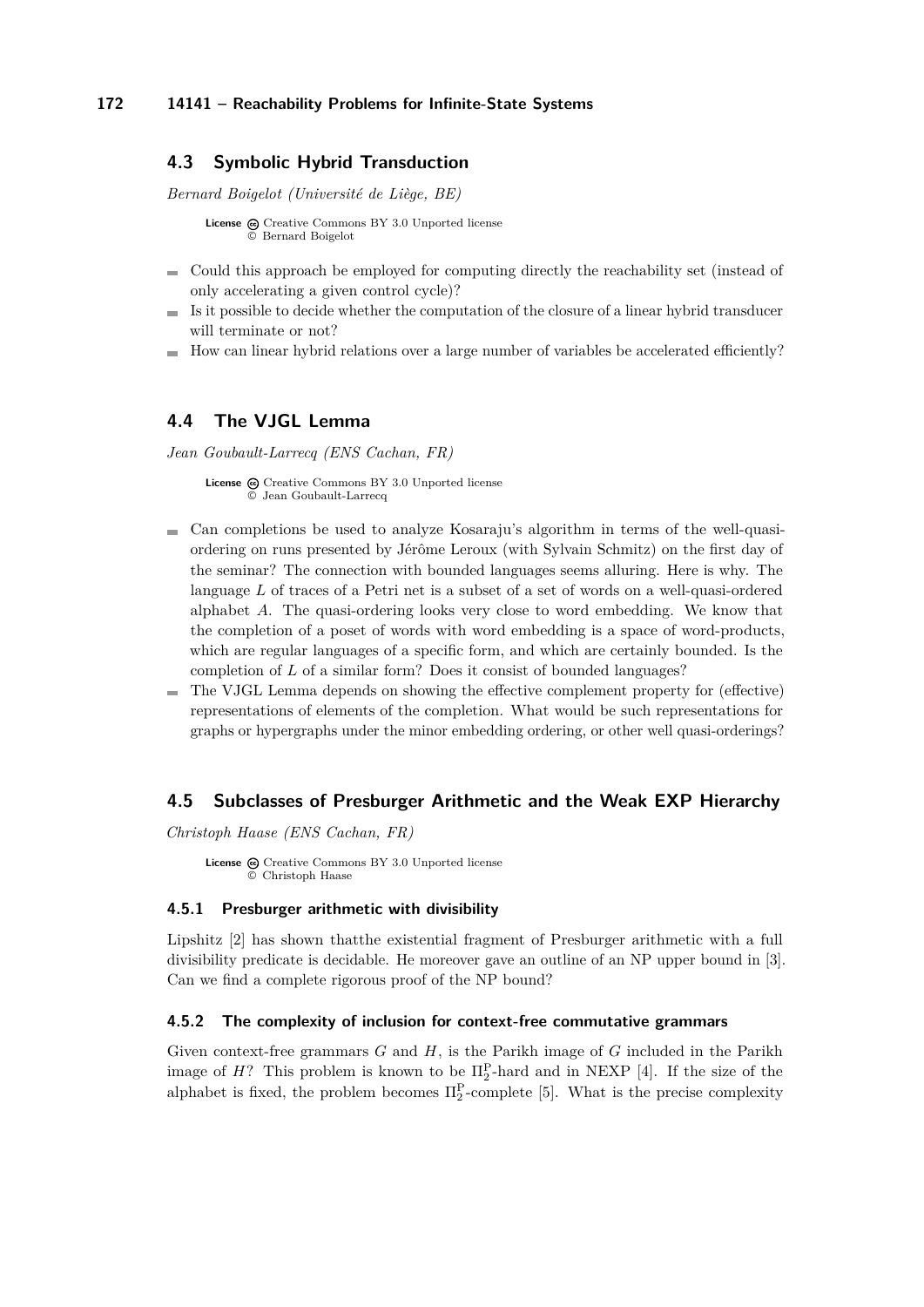## 4.3 Symbolic Hybrid Transduction

*Bernard Boigelot (Université de Liège, BE)*

**License** Creative Commons BY 3.0 Unported license
© Bernard Boigelot

- Could this approach be employed for computing directly the reachability set (instead of only accelerating a given control cycle)?
- Is it possible to decide whether the computation of the closure of a linear hybrid transducer will terminate or not?
- How can linear hybrid relations over a large number of variables be accelerated efficiently?

## 4.4 The VJGL Lemma

*Jean Goubault-Larrecq (ENS Cachan, FR)*

**License** Creative Commons BY 3.0 Unported license
© Jean Goubault-Larrecq

- Can completions be used to analyze Kosaraju's algorithm in terms of the well-quasi-ordering on runs presented by Jérôme Leroux (with Sylvain Schmitz) on the first day of the seminar? The connection with bounded languages seems alluring. Here is why. The language $L$ of traces of a Petri net is a subset of a set of words on a well-quasi-ordered alphabet $A$. The quasi-ordering looks very close to word embedding. We know that the completion of a poset of words with word embedding is a space of word-products, which are regular languages of a specific form, and which are certainly bounded. Is the completion of $L$ of a similar form? Does it consist of bounded languages?
- The VJGL Lemma depends on showing the effective complement property for (effective) representations of elements of the completion. What would be such representations for graphs or hypergraphs under the minor embedding ordering, or other well quasi-orderings?

## 4.5 Subclasses of Presburger Arithmetic and the Weak EXP Hierarchy

*Christoph Haase (ENS Cachan, FR)*

**License** Creative Commons BY 3.0 Unported license
© Christoph Haase

### 4.5.1 Presburger arithmetic with divisibility

Lipshitz [2] has shown thatthe existential fragment of Presburger arithmetic with a full divisibility predicate is decidable. He moreover gave an outline of an NP upper bound in [3]. Can we find a complete rigorous proof of the NP bound?

### 4.5.2 The complexity of inclusion for context-free commutative grammars

Given context-free grammars $G$ and $H$, is the Parikh image of $G$ included in the Parikh image of $H$? This problem is known to be $\Pi_2^{\mathrm{P}}$-hard and in NEXP [4]. If the size of the alphabet is fixed, the problem becomes $\Pi_2^{\mathrm{P}}$-complete [5]. What is the precise complexity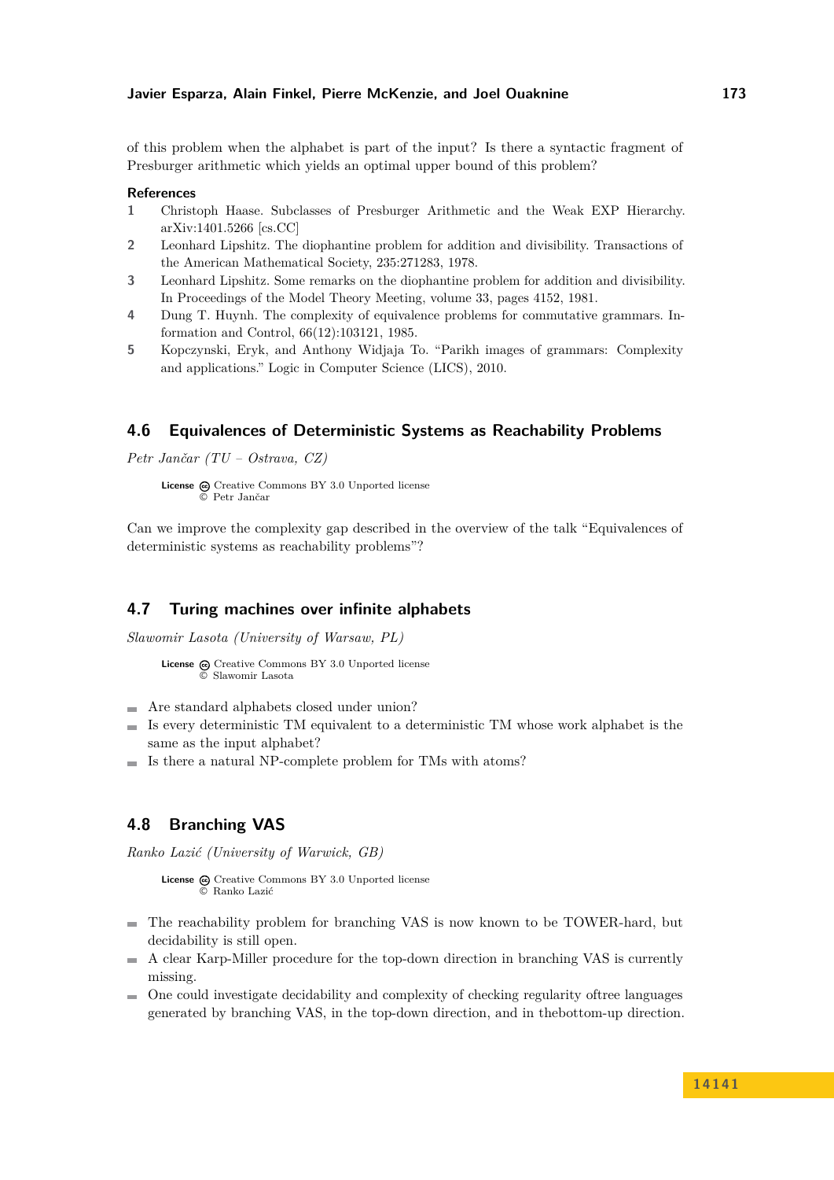of this problem when the alphabet is part of the input? Is there a syntactic fragment of Presburger arithmetic which yields an optimal upper bound of this problem?

**References**

1. Christoph Haase. Subclasses of Presburger Arithmetic and the Weak EXP Hierarchy. arXiv:1401.5266 [cs.CC]
2. Leonhard Lipshitz. The diophantine problem for addition and divisibility. Transactions of the American Mathematical Society, 235:271283, 1978.
3. Leonhard Lipshitz. Some remarks on the diophantine problem for addition and divisibility. In Proceedings of the Model Theory Meeting, volume 33, pages 4152, 1981.
4. Dung T. Huynh. The complexity of equivalence problems for commutative grammars. Information and Control, 66(12):103121, 1985.
5. Kopczynski, Eryk, and Anthony Widjaja To. "Parikh images of grammars: Complexity and applications." Logic in Computer Science (LICS), 2010.

## 4.6 Equivalences of Deterministic Systems as Reachability Problems

*Petr Jančar (TU – Ostrava, CZ)*

**License** Creative Commons BY 3.0 Unported license
© Petr Jančar

Can we improve the complexity gap described in the overview of the talk "Equivalences of deterministic systems as reachability problems"?

## 4.7 Turing machines over infinite alphabets

*Slawomir Lasota (University of Warsaw, PL)*

**License** Creative Commons BY 3.0 Unported license
© Slawomir Lasota

- Are standard alphabets closed under union?
- Is every deterministic TM equivalent to a deterministic TM whose work alphabet is the same as the input alphabet?
- Is there a natural NP-complete problem for TMs with atoms?

## 4.8 Branching VAS

*Ranko Lazić (University of Warwick, GB)*

**License** Creative Commons BY 3.0 Unported license
© Ranko Lazić

- The reachability problem for branching VAS is now known to be TOWER-hard, but decidability is still open.
- A clear Karp-Miller procedure for the top-down direction in branching VAS is currently missing.
- One could investigate decidability and complexity of checking regularity oftree languages generated by branching VAS, in the top-down direction, and in thebottom-up direction.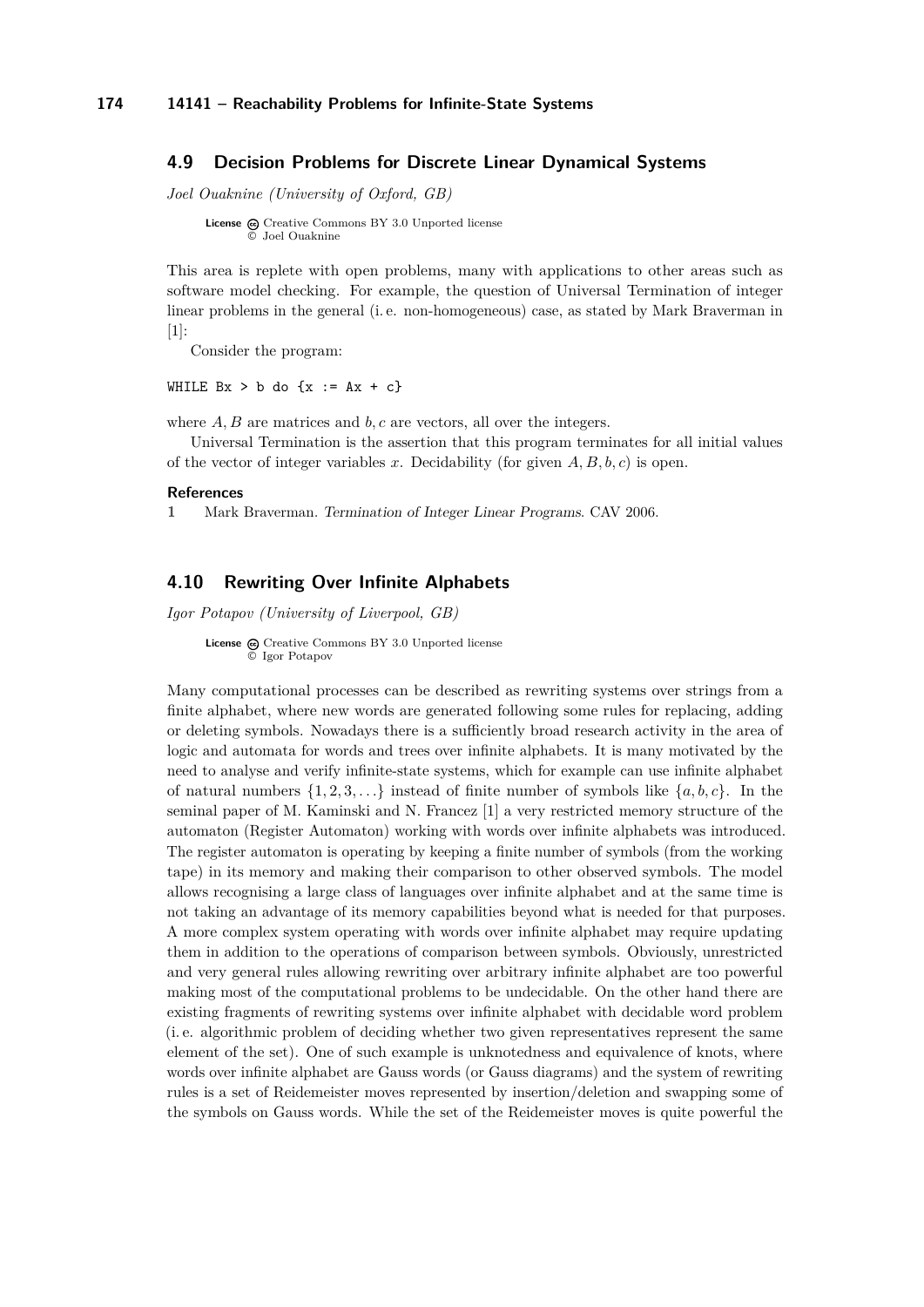## 4.9 Decision Problems for Discrete Linear Dynamical Systems

*Joel Ouaknine (University of Oxford, GB)*

**License** Creative Commons BY 3.0 Unported license
© Joel Ouaknine

This area is replete with open problems, many with applications to other areas such as software model checking. For example, the question of Universal Termination of integer linear problems in the general (i. e. non-homogeneous) case, as stated by Mark Braverman in [1]:

Consider the program:

```
WHILE Bx > b do {x := Ax + c}
```

where $A, B$ are matrices and $b, c$ are vectors, all over the integers.

Universal Termination is the assertion that this program terminates for all initial values of the vector of integer variables $x$. Decidability (for given $A, B, b, c$) is open.

### References

1. Mark Braverman. *Termination of Integer Linear Programs*. CAV 2006.

## 4.10 Rewriting Over Infinite Alphabets

*Igor Potapov (University of Liverpool, GB)*

**License** Creative Commons BY 3.0 Unported license
© Igor Potapov

Many computational processes can be described as rewriting systems over strings from a finite alphabet, where new words are generated following some rules for replacing, adding or deleting symbols. Nowadays there is a sufficiently broad research activity in the area of logic and automata for words and trees over infinite alphabets. It is many motivated by the need to analyse and verify infinite-state systems, which for example can use infinite alphabet of natural numbers $\{1, 2, 3, \ldots\}$ instead of finite number of symbols like $\{a, b, c\}$. In the seminal paper of M. Kaminski and N. Francez [1] a very restricted memory structure of the automaton (Register Automaton) working with words over infinite alphabets was introduced. The register automaton is operating by keeping a finite number of symbols (from the working tape) in its memory and making their comparison to other observed symbols. The model allows recognising a large class of languages over infinite alphabet and at the same time is not taking an advantage of its memory capabilities beyond what is needed for that purposes. A more complex system operating with words over infinite alphabet may require updating them in addition to the operations of comparison between symbols. Obviously, unrestricted and very general rules allowing rewriting over arbitrary infinite alphabet are too powerful making most of the computational problems to be undecidable. On the other hand there are existing fragments of rewriting systems over infinite alphabet with decidable word problem (i. e. algorithmic problem of deciding whether two given representatives represent the same element of the set). One of such example is unknotedness and equivalence of knots, where words over infinite alphabet are Gauss words (or Gauss diagrams) and the system of rewriting rules is a set of Reidemeister moves represented by insertion/deletion and swapping some of the symbols on Gauss words. While the set of the Reidemeister moves is quite powerful the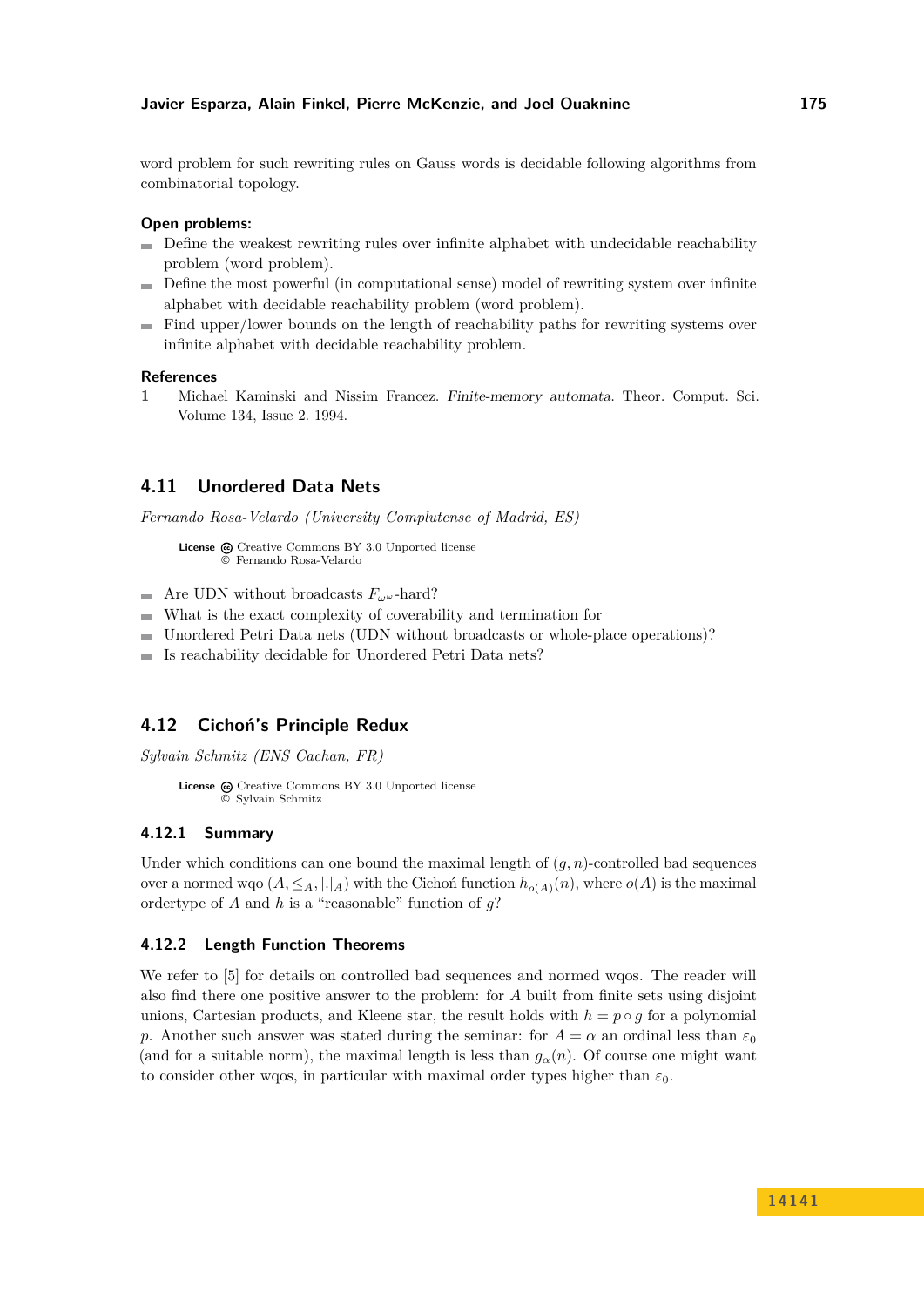word problem for such rewriting rules on Gauss words is decidable following algorithms from combinatorial topology.

**Open problems:**

- Define the weakest rewriting rules over infinite alphabet with undecidable reachability problem (word problem).
- Define the most powerful (in computational sense) model of rewriting system over infinite alphabet with decidable reachability problem (word problem).
- Find upper/lower bounds on the length of reachability paths for rewriting systems over infinite alphabet with decidable reachability problem.

**References**

1 Michael Kaminski and Nissim Francez. *Finite-memory automata*. Theor. Comput. Sci. Volume 134, Issue 2. 1994.

## 4.11 Unordered Data Nets

*Fernando Rosa-Velardo (University Complutense of Madrid, ES)*

**License** Creative Commons BY 3.0 Unported license
© Fernando Rosa-Velardo

- Are UDN without broadcasts $F_{\omega^\omega}$-hard?
- What is the exact complexity of coverability and termination for
- Unordered Petri Data nets (UDN without broadcasts or whole-place operations)?
- Is reachability decidable for Unordered Petri Data nets?

## 4.12 Cichoń's Principle Redux

*Sylvain Schmitz (ENS Cachan, FR)*

**License** Creative Commons BY 3.0 Unported license
© Sylvain Schmitz

### 4.12.1 Summary

Under which conditions can one bound the maximal length of $(g, n)$-controlled bad sequences over a normed wqo $(A, \leq_A, |.|_A)$ with the Cichoń function $h_{o(A)}(n)$, where $o(A)$ is the maximal ordertype of $A$ and $h$ is a "reasonable" function of $g$?

### 4.12.2 Length Function Theorems

We refer to [5] for details on controlled bad sequences and normed wqos. The reader will also find there one positive answer to the problem: for $A$ built from finite sets using disjoint unions, Cartesian products, and Kleene star, the result holds with $h = p \circ g$ for a polynomial $p$. Another such answer was stated during the seminar: for $A = \alpha$ an ordinal less than $\varepsilon_0$ (and for a suitable norm), the maximal length is less than $g_\alpha(n)$. Of course one might want to consider other wqos, in particular with maximal order types higher than $\varepsilon_0$.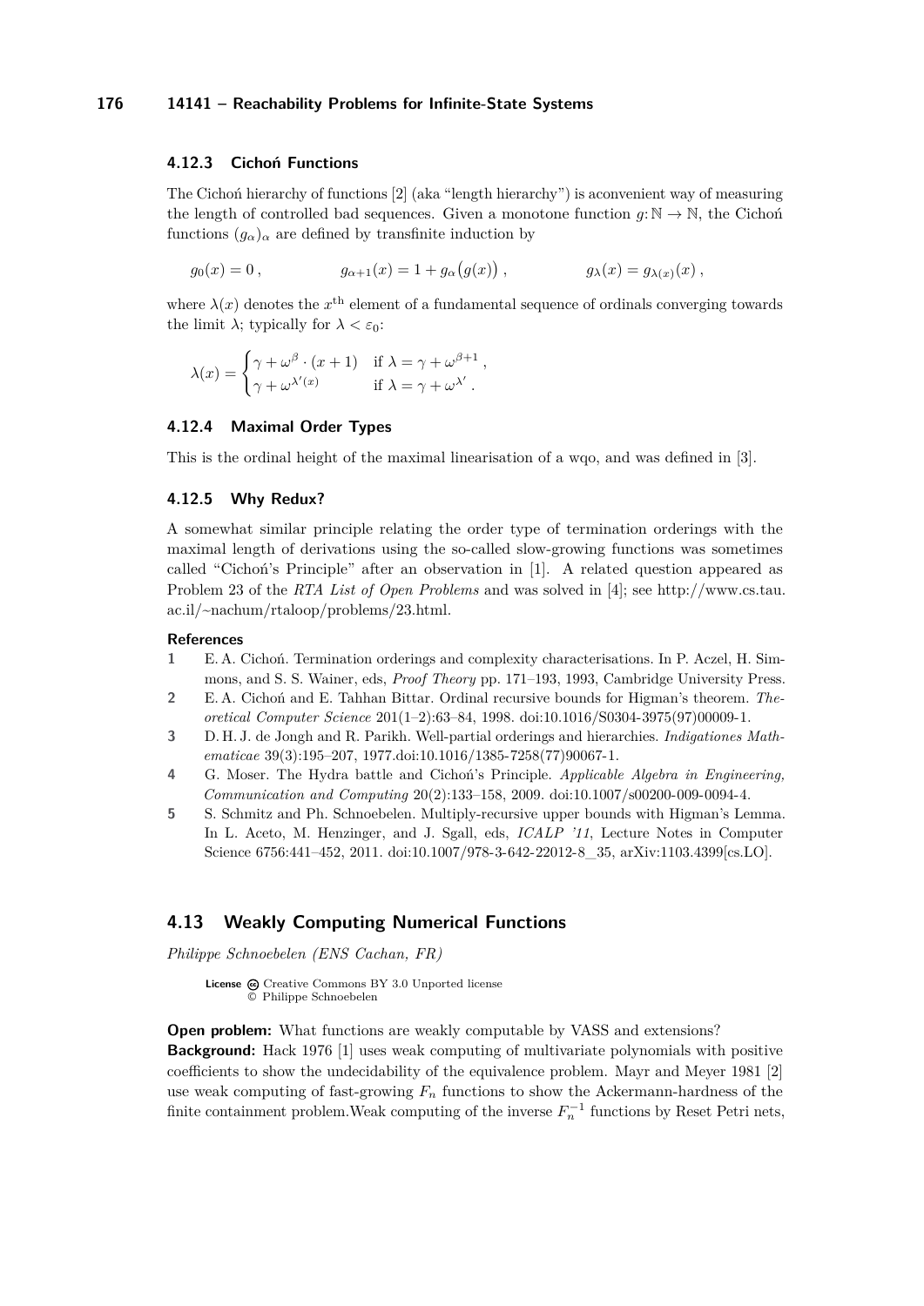### 4.12.3 Cichoń Functions

The Cichoń hierarchy of functions [2] (aka "length hierarchy") is aconvenient way of measuring the length of controlled bad sequences. Given a monotone function $g\colon \mathbb{N} \to \mathbb{N}$, the Cichoń functions $(g_\alpha)_\alpha$ are defined by transfinite induction by

$$g_0(x) = 0\,, \qquad g_{\alpha+1}(x) = 1 + g_\alpha\big(g(x)\big)\,, \qquad g_\lambda(x) = g_{\lambda(x)}(x)\,,$$

where $\lambda(x)$ denotes the $x^{\text{th}}$ element of a fundamental sequence of ordinals converging towards the limit $\lambda$; typically for $\lambda < \varepsilon_0$:

$$\lambda(x) = \begin{cases} \gamma + \omega^\beta \cdot (x+1) & \text{if } \lambda = \gamma + \omega^{\beta+1}\,, \\ \gamma + \omega^{\lambda'(x)} & \text{if } \lambda = \gamma + \omega^{\lambda'}\,. \end{cases}$$

### 4.12.4 Maximal Order Types

This is the ordinal height of the maximal linearisation of a wqo, and was defined in [3].

### 4.12.5 Why Redux?

A somewhat similar principle relating the order type of termination orderings with the maximal length of derivations using the so-called slow-growing functions was sometimes called "Cichoń's Principle" after an observation in [1]. A related question appeared as Problem 23 of the *RTA List of Open Problems* and was solved in [4]; see http://www.cs.tau.ac.il/~nachum/rtaloop/problems/23.html.

#### References

1. E. A. Cichoń. Termination orderings and complexity characterisations. In P. Aczel, H. Simmons, and S. S. Wainer, eds, *Proof Theory* pp. 171–193, 1993, Cambridge University Press.
2. E. A. Cichoń and E. Tahhan Bittar. Ordinal recursive bounds for Higman's theorem. *Theoretical Computer Science* 201(1–2):63–84, 1998. doi:10.1016/S0304-3975(97)00009-1.
3. D. H. J. de Jongh and R. Parikh. Well-partial orderings and hierarchies. *Indigationes Mathematicae* 39(3):195–207, 1977.doi:10.1016/1385-7258(77)90067-1.
4. G. Moser. The Hydra battle and Cichoń's Principle. *Applicable Algebra in Engineering, Communication and Computing* 20(2):133–158, 2009. doi:10.1007/s00200-009-0094-4.
5. S. Schmitz and Ph. Schnoebelen. Multiply-recursive upper bounds with Higman's Lemma. In L. Aceto, M. Henzinger, and J. Sgall, eds, *ICALP '11*, Lecture Notes in Computer Science 6756:441–452, 2011. doi:10.1007/978-3-642-22012-8_35, arXiv:1103.4399[cs.LO].

## 4.13 Weakly Computing Numerical Functions

*Philippe Schnoebelen (ENS Cachan, FR)*

License Creative Commons BY 3.0 Unported license
© Philippe Schnoebelen

**Open problem:** What functions are weakly computable by VASS and extensions?
**Background:** Hack 1976 [1] uses weak computing of multivariate polynomials with positive coefficients to show the undecidability of the equivalence problem. Mayr and Meyer 1981 [2] use weak computing of fast-growing $F_n$ functions to show the Ackermann-hardness of the finite containment problem.Weak computing of the inverse $F_n^{-1}$ functions by Reset Petri nets,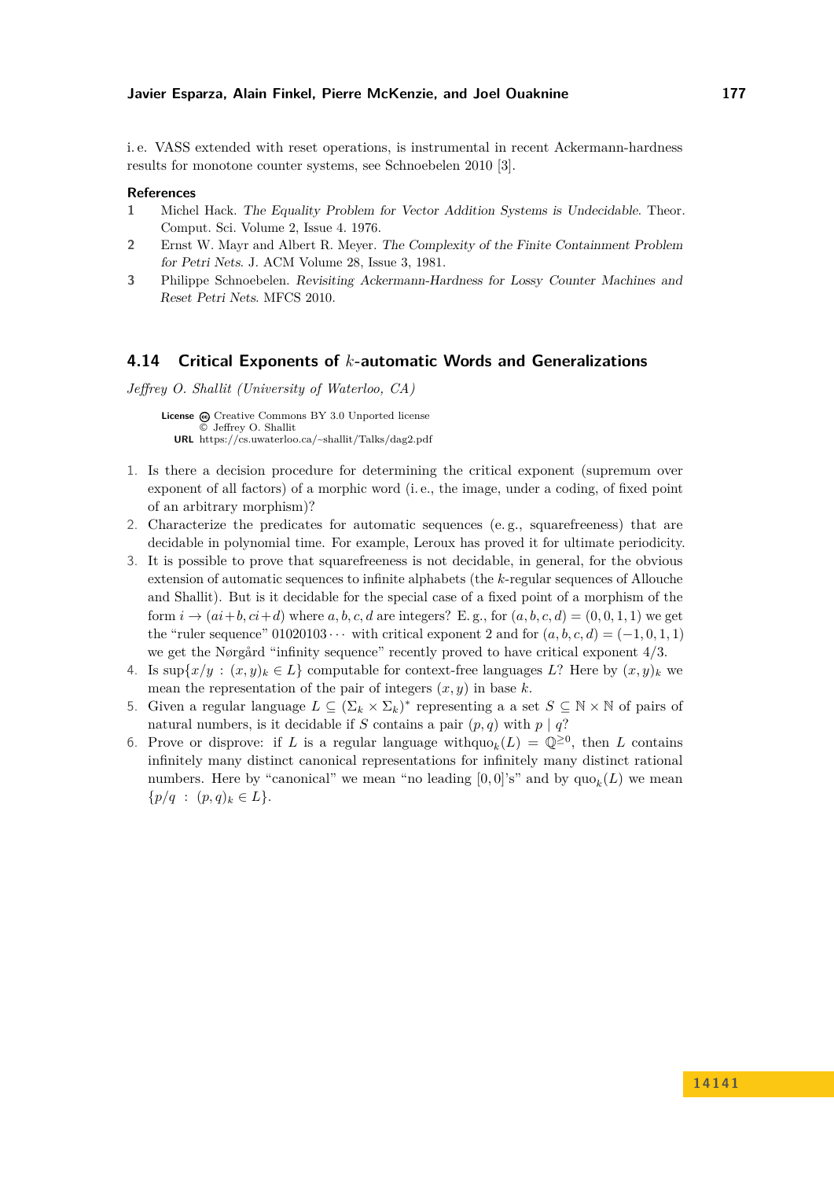i. e. VASS extended with reset operations, is instrumental in recent Ackermann-hardness results for monotone counter systems, see Schnoebelen 2010 [3].

### References

1. Michel Hack. *The Equality Problem for Vector Addition Systems is Undecidable*. Theor. Comput. Sci. Volume 2, Issue 4. 1976.
2. Ernst W. Mayr and Albert R. Meyer. *The Complexity of the Finite Containment Problem for Petri Nets*. J. ACM Volume 28, Issue 3, 1981.
3. Philippe Schnoebelen. *Revisiting Ackermann-Hardness for Lossy Counter Machines and Reset Petri Nets*. MFCS 2010.

## 4.14 Critical Exponents of $k$-automatic Words and Generalizations

*Jeffrey O. Shallit (University of Waterloo, CA)*

**License** Creative Commons BY 3.0 Unported license
© Jeffrey O. Shallit
**URL** https://cs.uwaterloo.ca/~shallit/Talks/dag2.pdf

1. Is there a decision procedure for determining the critical exponent (supremum over exponent of all factors) of a morphic word (i. e., the image, under a coding, of fixed point of an arbitrary morphism)?
2. Characterize the predicates for automatic sequences (e. g., squarefreeness) that are decidable in polynomial time. For example, Leroux has proved it for ultimate periodicity.
3. It is possible to prove that squarefreeness is not decidable, in general, for the obvious extension of automatic sequences to infinite alphabets (the $k$-regular sequences of Allouche and Shallit). But is it decidable for the special case of a fixed point of a morphism of the form $i \to (ai+b, ci+d)$ where $a, b, c, d$ are integers? E. g., for $(a, b, c, d) = (0, 0, 1, 1)$ we get the "ruler sequence" $01020103\cdots$ with critical exponent 2 and for $(a, b, c, d) = (-1, 0, 1, 1)$ we get the Nørgård "infinity sequence" recently proved to have critical exponent $4/3$.
4. Is $\sup\{x/y \; : \; (x, y)_k \in L\}$ computable for context-free languages $L$? Here by $(x, y)_k$ we mean the representation of the pair of integers $(x, y)$ in base $k$.
5. Given a regular language $L \subseteq (\Sigma_k \times \Sigma_k)^*$ representing a a set $S \subseteq \mathbb{N} \times \mathbb{N}$ of pairs of natural numbers, is it decidable if $S$ contains a pair $(p, q)$ with $p \mid q$?
6. Prove or disprove: if $L$ is a regular language withquo$_k(L) = \mathbb{Q}^{\geq 0}$, then $L$ contains infinitely many distinct canonical representations for infinitely many distinct rational numbers. Here by "canonical" we mean "no leading $[0, 0]$'s" and by $\text{quo}_k(L)$ we mean $\{p/q \; : \; (p, q)_k \in L\}$.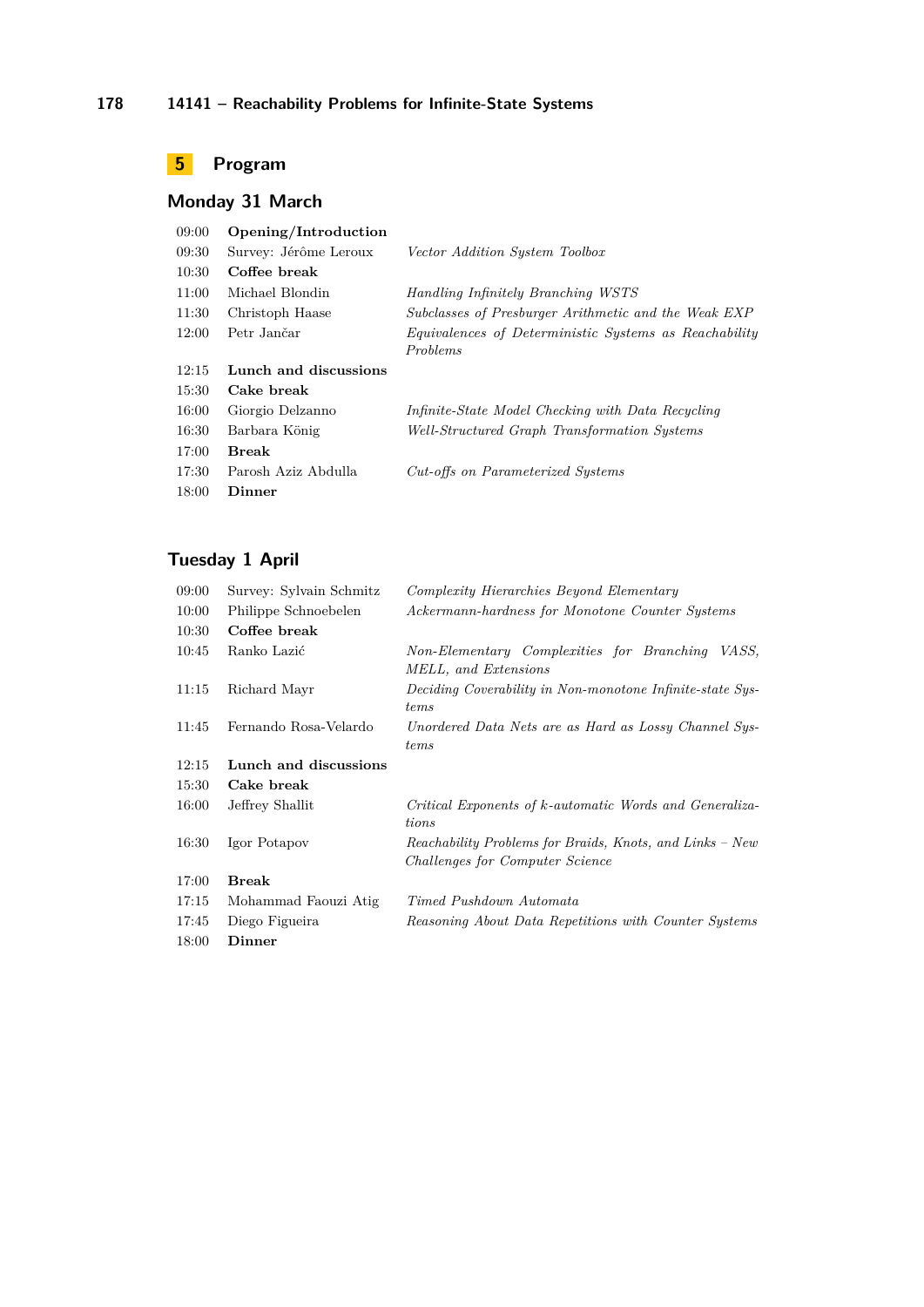## 5 Program

### Monday 31 March

| | | |
|---|---|---|
| 09:00 | **Opening/Introduction** | |
| 09:30 | Survey: Jérôme Leroux | *Vector Addition System Toolbox* |
| 10:30 | **Coffee break** | |
| 11:00 | Michael Blondin | *Handling Infinitely Branching WSTS* |
| 11:30 | Christoph Haase | *Subclasses of Presburger Arithmetic and the Weak EXP* |
| 12:00 | Petr Jančar | *Equivalences of Deterministic Systems as Reachability Problems* |
| 12:15 | **Lunch and discussions** | |
| 15:30 | **Cake break** | |
| 16:00 | Giorgio Delzanno | *Infinite-State Model Checking with Data Recycling* |
| 16:30 | Barbara König | *Well-Structured Graph Transformation Systems* |
| 17:00 | **Break** | |
| 17:30 | Parosh Aziz Abdulla | *Cut-offs on Parameterized Systems* |
| 18:00 | **Dinner** | |

### Tuesday 1 April

| | | |
|---|---|---|
| 09:00 | Survey: Sylvain Schmitz | *Complexity Hierarchies Beyond Elementary* |
| 10:00 | Philippe Schnoebelen | *Ackermann-hardness for Monotone Counter Systems* |
| 10:30 | **Coffee break** | |
| 10:45 | Ranko Lazić | *Non-Elementary Complexities for Branching VASS, MELL, and Extensions* |
| 11:15 | Richard Mayr | *Deciding Coverability in Non-monotone Infinite-state Systems* |
| 11:45 | Fernando Rosa-Velardo | *Unordered Data Nets are as Hard as Lossy Channel Systems* |
| 12:15 | **Lunch and discussions** | |
| 15:30 | **Cake break** | |
| 16:00 | Jeffrey Shallit | *Critical Exponents of $k$-automatic Words and Generalizations* |
| 16:30 | Igor Potapov | *Reachability Problems for Braids, Knots, and Links – New Challenges for Computer Science* |
| 17:00 | **Break** | |
| 17:15 | Mohammad Faouzi Atig | *Timed Pushdown Automata* |
| 17:45 | Diego Figueira | *Reasoning About Data Repetitions with Counter Systems* |
| 18:00 | **Dinner** | |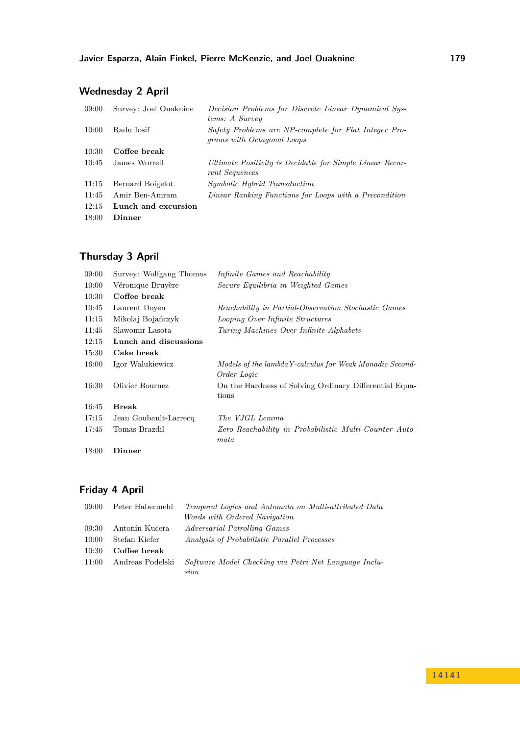## Wednesday 2 April

| | | |
|---|---|---|
| 09:00 | Survey: Joel Ouaknine | *Decision Problems for Discrete Linear Dynamical Systems: A Survey* |
| 10:00 | Radu Iosif | *Safety Problems are NP-complete for Flat Integer Programs with Octagonal Loops* |
| 10:30 | **Coffee break** | |
| 10:45 | James Worrell | *Ultimate Positivity is Decidable for Simple Linear Recurrent Sequences* |
| 11:15 | Bernard Boigelot | *Symbolic Hybrid Transduction* |
| 11:45 | Amir Ben-Amram | *Linear Ranking Functions for Loops with a Precondition* |
| 12:15 | **Lunch and excursion** | |
| 18:00 | **Dinner** | |

## Thursday 3 April

| | | |
|---|---|---|
| 09:00 | Survey: Wolfgang Thomas | *Infinite Games and Reachability* |
| 10:00 | Véronique Bruyère | *Secure Equilibria in Weighted Games* |
| 10:30 | **Coffee break** | |
| 10:45 | Laurent Doyen | *Reachability in Partial-Observation Stochastic Games* |
| 11:15 | Mikolaj Bojańczyk | *Looping Over Infinite Structures* |
| 11:45 | Slawomir Lasota | *Turing Machines Over Infinite Alphabets* |
| 12:15 | **Lunch and discussions** | |
| 15:30 | **Cake break** | |
| 16:00 | Igor Walukiewicz | *Models of the lambdaY-calculus for Weak Monadic Second-Order Logic* |
| 16:30 | Olivier Bournez | On the Hardness of Solving Ordinary Differential Equations |
| 16:45 | **Break** | |
| 17:15 | Jean Goubault-Larrecq | *The VJGL Lemma* |
| 17:45 | Tomas Brazdil | *Zero-Reachability in Probabilistic Multi-Counter Automata* |
| 18:00 | **Dinner** | |

## Friday 4 April

| | | |
|---|---|---|
| 09:00 | Peter Habermehl | *Temporal Logics and Automata on Multi-attributed Data Words with Ordered Navigation* |
| 09:30 | Antonín Kučera | *Adversarial Patrolling Games* |
| 10:00 | Stefan Kiefer | *Analysis of Probabilistic Parallel Processes* |
| 10:30 | **Coffee break** | |
| 11:00 | Andreas Podelski | *Software Model Checking via Petri Net Language Inclusion* |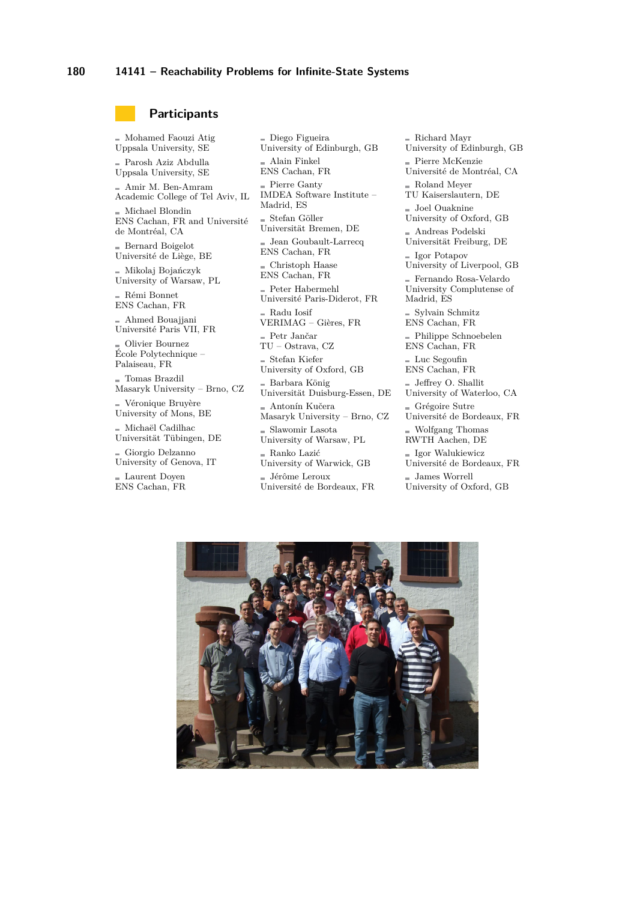## Participants

- Mohamed Faouzi Atig
  Uppsala University, SE
- Parosh Aziz Abdulla
  Uppsala University, SE
- Amir M. Ben-Amram
  Academic College of Tel Aviv, IL
- Michael Blondin
  ENS Cachan, FR and Université de Montréal, CA
- Bernard Boigelot
  Université de Liège, BE
- Mikolaj Bojańczyk
  University of Warsaw, PL
- Rémi Bonnet
  ENS Cachan, FR
- Ahmed Bouajjani
  Université Paris VII, FR
- Olivier Bournez
  École Polytechnique – Palaiseau, FR
- Tomas Brazdil
  Masaryk University – Brno, CZ
- Véronique Bruyère
  University of Mons, BE
- Michaël Cadilhac
  Universität Tübingen, DE
- Giorgio Delzanno
  University of Genova, IT
- Laurent Doyen
  ENS Cachan, FR
- Diego Figueira
  University of Edinburgh, GB
- Alain Finkel
  ENS Cachan, FR
- Pierre Ganty
  IMDEA Software Institute – Madrid, ES
- Stefan Göller
  Universität Bremen, DE
- Jean Goubault-Larrecq
  ENS Cachan, FR
- Christoph Haase
  ENS Cachan, FR
- Peter Habermehl
  Université Paris-Diderot, FR
- Radu Iosif
  VERIMAG – Gières, FR
- Petr Jančar
  TU – Ostrava, CZ
- Stefan Kiefer
  University of Oxford, GB
- Barbara König
  Universität Duisburg-Essen, DE
- Antonín Kučera
  Masaryk University – Brno, CZ
- Slawomir Lasota
  University of Warsaw, PL
- Ranko Lazić
  University of Warwick, GB
- Jérôme Leroux
  Université de Bordeaux, FR
- Richard Mayr
  University of Edinburgh, GB
- Pierre McKenzie
  Université de Montréal, CA
- Roland Meyer
  TU Kaiserslautern, DE
- Joel Ouaknine
  University of Oxford, GB
- Andreas Podelski
  Universität Freiburg, DE
- Igor Potapov
  University of Liverpool, GB
- Fernando Rosa-Velardo
  University Complutense of Madrid, ES
- Sylvain Schmitz
  ENS Cachan, FR
- Philippe Schnoebelen
  ENS Cachan, FR
- Luc Segoufin
  ENS Cachan, FR
- Jeffrey O. Shallit
  University of Waterloo, CA
- Grégoire Sutre
  Université de Bordeaux, FR
- Wolfgang Thomas
  RWTH Aachen, DE
- Igor Walukiewicz
  Université de Bordeaux, FR
- James Worrell
  University of Oxford, GB